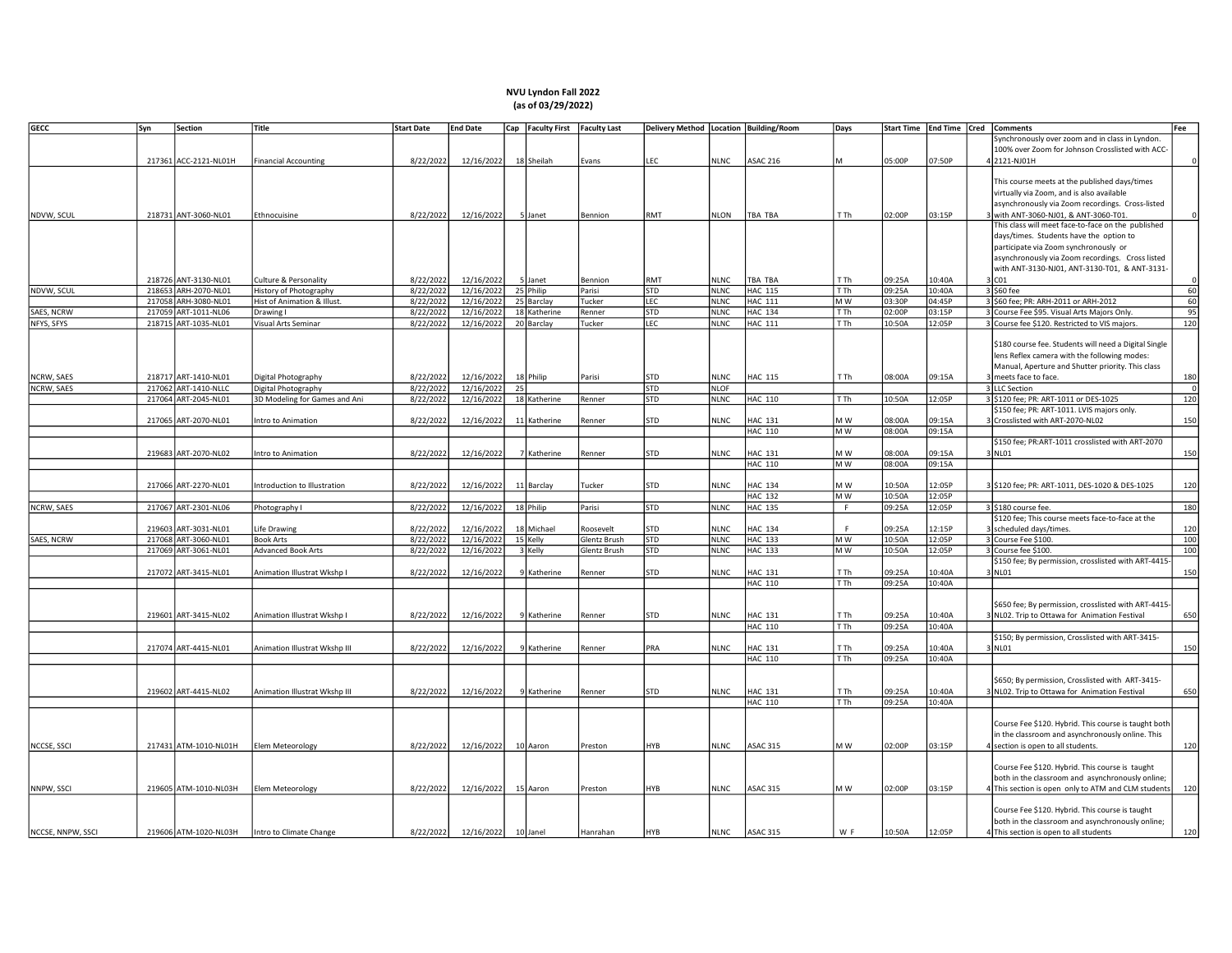# NVU Lyndon Fall 2022
## (as of 03/29/2022)

| GECC | Syn | Section | Title | Start Date | End Date | Cap | Faculty First | Faculty Last | Delivery Method | Location | Building/Room | Days | Start Time | End Time | Cred | Comments | Fee |
|---|---|---|---|---|---|---|---|---|---|---|---|---|---|---|---|---|---|
| | 217361 | ACC-2121-NL01H | Financial Accounting | 8/22/2022 | 12/16/2022 | 18 | Sheilah | Evans | LEC | NLNC | ASAC 216 | M | 05:00P | 07:50P | 4 | Synchronously over zoom and in class in Lyndon. 100% over Zoom for Johnson Crosslisted with ACC-2121-NJ01H | 0 |
| NDVW, SCUL | 218731 | ANT-3060-NL01 | Ethnocuisine | 8/22/2022 | 12/16/2022 | 5 | Janet | Bennion | RMT | NLON | TBA TBA | T Th | 02:00P | 03:15P | 3 | This course meets at the published days/times virtually via Zoom, and is also available asynchronously via Zoom recordings. Cross-listed with ANT-3060-NJ01, & ANT-3060-T01. | 0 |
| | 218726 | ANT-3130-NL01 | Culture & Personality | 8/22/2022 | 12/16/2022 | 5 | Janet | Bennion | RMT | NLNC | TBA TBA | T Th | 09:25A | 10:40A | 3 | This class will meet face-to-face on the published days/times. Students have the option to participate via Zoom synchronously or asynchronously via Zoom recordings. Cross listed with ANT-3130-NJ01, ANT-3130-T01, & ANT-3131-C01 | 0 |
| NDVW, SCUL | 218653 | ARH-2070-NL01 | History of Photography | 8/22/2022 | 12/16/2022 | 25 | Philip | Parisi | STD | NLNC | HAC 115 | T Th | 09:25A | 10:40A | 3 | $60 fee | 60 |
| | 217058 | ARH-3080-NL01 | Hist of Animation & Illust. | 8/22/2022 | 12/16/2022 | 25 | Barclay | Tucker | LEC | NLNC | HAC 111 | M W | 03:30P | 04:45P | 3 | $60 fee; PR: ARH-2011 or ARH-2012 | 60 |
| SAES, NCRW | 217059 | ART-1011-NL06 | Drawing I | 8/22/2022 | 12/16/2022 | 18 | Katherine | Renner | STD | NLNC | HAC 134 | T Th | 02:00P | 03:15P | 3 | Course Fee $95. Visual Arts Majors Only. | 95 |
| NFYS, SFYS | 218715 | ART-1035-NL01 | Visual Arts Seminar | 8/22/2022 | 12/16/2022 | 20 | Barclay | Tucker | LEC | NLNC | HAC 111 | T Th | 10:50A | 12:05P | 3 | Course fee $120. Restricted to VIS majors. | 120 |
| NCRW, SAES | 218717 | ART-1410-NL01 | Digital Photography | 8/22/2022 | 12/16/2022 | 18 | Philip | Parisi | STD | NLNC | HAC 115 | T Th | 08:00A | 09:15A | 3 | $180 course fee. Students will need a Digital Single lens Reflex camera with the following modes: Manual, Aperture and Shutter priority. This class meets face to face. | 180 |
| NCRW, SAES | 217062 | ART-1410-NLLC | Digital Photography | 8/22/2022 | 12/16/2022 | 25 | | | STD | NLOF | | | | | 3 | LLC Section | 0 |
| | 217064 | ART-2045-NL01 | 3D Modeling for Games and Ani | 8/22/2022 | 12/16/2022 | 18 | Katherine | Renner | STD | NLNC | HAC 110 | T Th | 10:50A | 12:05P | 3 | $120 fee; PR: ART-1011 or DES-1025 | 120 |
| | 217065 | ART-2070-NL01 | Intro to Animation | 8/22/2022 | 12/16/2022 | 11 | Katherine | Renner | STD | NLNC | HAC 131 | M W | 08:00A | 09:15A | 3 | $150 fee; PR: ART-1011. LVIS majors only. Crosslisted with ART-2070-NL02 | 150 |
| | | | | | | | | | | | HAC 110 | M W | 08:00A | 09:15A | | | |
| | 219683 | ART-2070-NL02 | Intro to Animation | 8/22/2022 | 12/16/2022 | 7 | Katherine | Renner | STD | NLNC | HAC 131 | M W | 08:00A | 09:15A | 3 | $150 fee; PR:ART-1011 crosslisted with ART-2070 NL01 | 150 |
| | | | | | | | | | | | HAC 110 | M W | 08:00A | 09:15A | | | |
| | 217066 | ART-2270-NL01 | Introduction to Illustration | 8/22/2022 | 12/16/2022 | 11 | Barclay | Tucker | STD | NLNC | HAC 134 | M W | 10:50A | 12:05P | 3 | $120 fee; PR: ART-1011, DES-1020 & DES-1025 | 120 |
| | | | | | | | | | | | HAC 132 | M W | 10:50A | 12:05P | | | |
| NCRW, SAES | 217067 | ART-2301-NL06 | Photography I | 8/22/2022 | 12/16/2022 | 18 | Philip | Parisi | STD | NLNC | HAC 135 | F | 09:25A | 12:05P | 3 | $180 course fee. | 180 |
| | 219603 | ART-3031-NL01 | Life Drawing | 8/22/2022 | 12/16/2022 | 18 | Michael | Roosevelt | STD | NLNC | HAC 134 | F | 09:25A | 12:15P | 3 | $120 fee; This course meets face-to-face at the scheduled days/times. | 120 |
| SAES, NCRW | 217068 | ART-3060-NL01 | Book Arts | 8/22/2022 | 12/16/2022 | 15 | Kelly | Glentz Brush | STD | NLNC | HAC 133 | M W | 10:50A | 12:05P | 3 | Course Fee $100. | 100 |
| | 217069 | ART-3061-NL01 | Advanced Book Arts | 8/22/2022 | 12/16/2022 | 3 | Kelly | Glentz Brush | STD | NLNC | HAC 133 | M W | 10:50A | 12:05P | 3 | Course fee $100. | 100 |
| | 217072 | ART-3415-NL01 | Animation Illustrat Wkshp I | 8/22/2022 | 12/16/2022 | 9 | Katherine | Renner | STD | NLNC | HAC 131 | T Th | 09:25A | 10:40A | 3 | $150 fee; By permission, crosslisted with ART-4415-NL01 | 150 |
| | | | | | | | | | | | HAC 110 | T Th | 09:25A | 10:40A | | | |
| | 219601 | ART-3415-NL02 | Animation Illustrat Wkshp I | 8/22/2022 | 12/16/2022 | 9 | Katherine | Renner | STD | NLNC | HAC 131 | T Th | 09:25A | 10:40A | 3 | $650 fee; By permission, crosslisted with ART-4415-NL02. Trip to Ottawa for Animation Festival | 650 |
| | | | | | | | | | | | HAC 110 | T Th | 09:25A | 10:40A | | | |
| | 217074 | ART-4415-NL01 | Animation Illustrat Wkshp III | 8/22/2022 | 12/16/2022 | 9 | Katherine | Renner | PRA | NLNC | HAC 131 | T Th | 09:25A | 10:40A | 3 | $150; By permission, Crosslisted with ART-3415-NL01 | 150 |
| | | | | | | | | | | | HAC 110 | T Th | 09:25A | 10:40A | | | |
| | 219602 | ART-4415-NL02 | Animation Illustrat Wkshp III | 8/22/2022 | 12/16/2022 | 9 | Katherine | Renner | STD | NLNC | HAC 131 | T Th | 09:25A | 10:40A | 3 | $650; By permission, Crosslisted with ART-3415-NL02. Trip to Ottawa for Animation Festival | 650 |
| | | | | | | | | | | | HAC 110 | T Th | 09:25A | 10:40A | | | |
| NCCSE, SSCI | 217431 | ATM-1010-NL01H | Elem Meteorology | 8/22/2022 | 12/16/2022 | 10 | Aaron | Preston | HYB | NLNC | ASAC 315 | M W | 02:00P | 03:15P | 4 | Course Fee $120. Hybrid. This course is taught both in the classroom and asynchronously online. This section is open to all students. | 120 |
| NNPW, SSCI | 219605 | ATM-1010-NL03H | Elem Meteorology | 8/22/2022 | 12/16/2022 | 15 | Aaron | Preston | HYB | NLNC | ASAC 315 | M W | 02:00P | 03:15P | 4 | Course Fee $120. Hybrid. This course is taught both in the classroom and asynchronously online; This section is open only to ATM and CLM students | 120 |
| NCCSE, NNPW, SSCI | 219606 | ATM-1020-NL03H | Intro to Climate Change | 8/22/2022 | 12/16/2022 | 10 | Janel | Hanrahan | HYB | NLNC | ASAC 315 | W F | 10:50A | 12:05P | 4 | Course Fee $120. Hybrid. This course is taught both in the classroom and asynchronously online; This section is open to all students | 120 |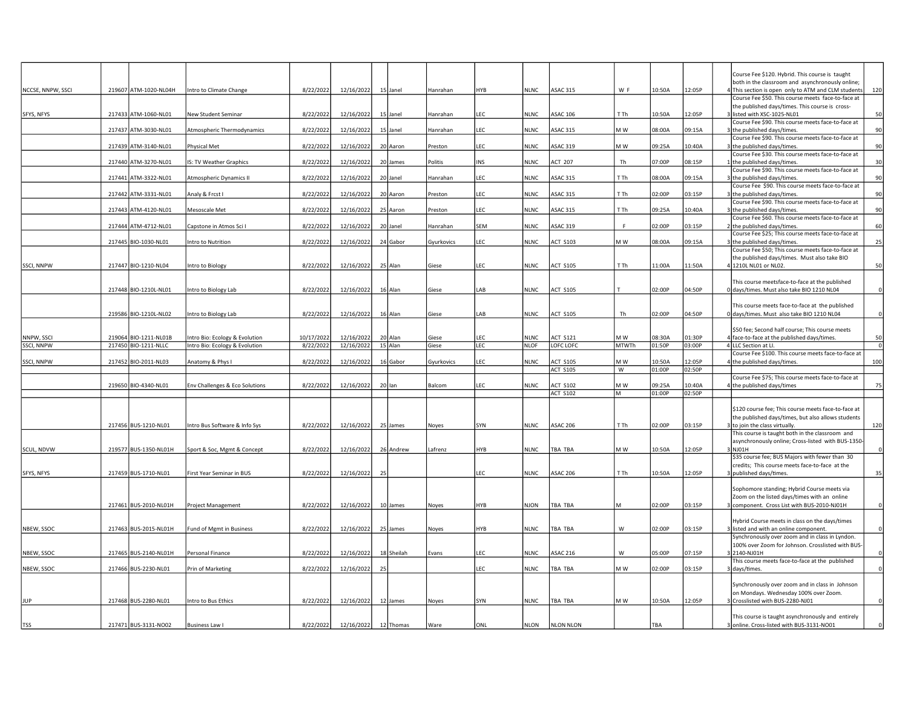| | | | | | | | | | | | | | | | | | |
|---|---|---|---|---|---|---|---|---|---|---|---|---|---|---|---|---|---|
| NCCSE, NNPW, SSCI | 219607 | ATM-1020-NL04H | Intro to Climate Change | 8/22/2022 | 12/16/2022 | 15 | Janel | Hanrahan | HYB | NLNC | ASAC 315 | W F | 10:50A | 12:05P | 4 | Course Fee $120. Hybrid. This course is taught both in the classroom and asynchronously online; This section is open only to ATM and CLM students | 120 |
| SFYS, NFYS | 217433 | ATM-1060-NL01 | New Student Seminar | 8/22/2022 | 12/16/2022 | 15 | Janel | Hanrahan | LEC | NLNC | ASAC 106 | T Th | 10:50A | 12:05P | 3 | Course Fee $50. This course meets face-to-face at the published days/times. This course is cross-listed with XSC-1025-NL01 | 50 |
| | 217437 | ATM-3030-NL01 | Atmospheric Thermodynamics | 8/22/2022 | 12/16/2022 | 15 | Janel | Hanrahan | LEC | NLNC | ASAC 315 | M W | 08:00A | 09:15A | 3 | Course Fee $90. This course meets face-to-face at the published days/times. | 90 |
| | 217439 | ATM-3140-NL01 | Physical Met | 8/22/2022 | 12/16/2022 | 20 | Aaron | Preston | LEC | NLNC | ASAC 319 | M W | 09:25A | 10:40A | 3 | Course Fee $90. This course meets face-to-face at the published days/times. | 90 |
| | 217440 | ATM-3270-NL01 | IS: TV Weather Graphics | 8/22/2022 | 12/16/2022 | 20 | James | Politis | INS | NLNC | ACT 207 | Th | 07:00P | 08:15P | 1 | Course Fee $30. This course meets face-to-face at the published days/times. | 30 |
| | 217441 | ATM-3322-NL01 | Atmospheric Dynamics II | 8/22/2022 | 12/16/2022 | 20 | Janel | Hanrahan | LEC | NLNC | ASAC 315 | T Th | 08:00A | 09:15A | 3 | Course Fee $90. This course meets face-to-face at the published days/times. | 90 |
| | 217442 | ATM-3331-NL01 | Analy & Frcst I | 8/22/2022 | 12/16/2022 | 20 | Aaron | Preston | LEC | NLNC | ASAC 315 | T Th | 02:00P | 03:15P | 3 | Course Fee $90. This course meets face-to-face at the published days/times. | 90 |
| | 217443 | ATM-4120-NL01 | Mesoscale Met | 8/22/2022 | 12/16/2022 | 25 | Aaron | Preston | LEC | NLNC | ASAC 315 | T Th | 09:25A | 10:40A | 3 | Course Fee $90. This course meets face-to-face at the published days/times. | 90 |
| | 217444 | ATM-4712-NL01 | Capstone in Atmos Sci I | 8/22/2022 | 12/16/2022 | 20 | Janel | Hanrahan | SEM | NLNC | ASAC 319 | F | 02:00P | 03:15P | 2 | Course Fee $60. This course meets face-to-face at the published days/times. | 60 |
| | 217445 | BIO-1030-NL01 | Intro to Nutrition | 8/22/2022 | 12/16/2022 | 24 | Gabor | Gyurkovics | LEC | NLNC | ACT S103 | M W | 08:00A | 09:15A | 3 | Course Fee $25; This course meets face-to-face at the published days/times. | 25 |
| SSCI, NNPW | 217447 | BIO-1210-NL04 | Intro to Biology | 8/22/2022 | 12/16/2022 | 25 | Alan | Giese | LEC | NLNC | ACT S105 | T Th | 11:00A | 11:50A | 4 | Course Fee $50; This course meets face-to-face at the published days/times. Must also take BIO 1210L NL01 or NL02. | 50 |
| | 217448 | BIO-1210L-NL01 | Intro to Biology Lab | 8/22/2022 | 12/16/2022 | 16 | Alan | Giese | LAB | NLNC | ACT S105 | T | 02:00P | 04:50P | 0 | This course meetsface-to-face at the published days/times. Must also take BIO 1210 NL04 | 0 |
| | 219586 | BIO-1210L-NL02 | Intro to Biology Lab | 8/22/2022 | 12/16/2022 | 16 | Alan | Giese | LAB | NLNC | ACT S105 | Th | 02:00P | 04:50P | 0 | This course meets face-to-face at the published days/times. Must also take BIO 1210 NL04 | 0 |
| NNPW, SSCI | 219064 | BIO-1211-NL01B | Intro Bio: Ecology & Evolution | 10/17/2022 | 12/16/2022 | 20 | Alan | Giese | LEC | NLNC | ACT S121 | M W | 08:30A | 01:30P | 4 | $50 fee; Second half course; This course meets face-to-face at the published days/times. | 50 |
| SSCI, NNPW | 217450 | BIO-1211-NLLC | Intro Bio: Ecology & Evolution | 8/22/2022 | 12/16/2022 | 15 | Alan | Giese | LEC | NLOF | LOFC LOFC | MTWTh | 01:50P | 03:00P | 4 | LLC Section at LI. | 0 |
| SSCI, NNPW | 217452 | BIO-2011-NL03 | Anatomy & Phys I | 8/22/2022 | 12/16/2022 | 16 | Gabor | Gyurkovics | LEC | NLNC | ACT S105 | M W | 10:50A | 12:05P | 4 | Course Fee $100. This course meets face-to-face at the published days/times. | 100 |
| | | | | | | | | | | | ACT S105 | W | 01:00P | 02:50P | | | |
| | 219650 | BIO-4340-NL01 | Env Challenges & Eco Solutions | 8/22/2022 | 12/16/2022 | 20 | Ian | Balcom | LEC | NLNC | ACT S102 | M W | 09:25A | 10:40A | 4 | Course Fee $75; This course meets face-to-face at the published days/times | 75 |
| | | | | | | | | | | | ACT S102 | M | 01:00P | 02:50P | | | |
| | 217456 | BUS-1210-NL01 | Intro Bus Software & Info Sys | 8/22/2022 | 12/16/2022 | 25 | James | Noyes | SYN | NLNC | ASAC 206 | T Th | 02:00P | 03:15P | 3 | $120 course fee; This course meets face-to-face at the published days/times, but also allows students to join the class virtually. | 120 |
| SCUL, NDVW | 219577 | BUS-1350-NL01H | Sport & Soc, Mgmt & Concept | 8/22/2022 | 12/16/2022 | 26 | Andrew | Lafrenz | HYB | NLNC | TBA TBA | M W | 10:50A | 12:05P | 3 | This course is taught both in the classroom and asynchronously online; Cross-listed with BUS-1350-NJ01H | 0 |
| SFYS, NFYS | 217459 | BUS-1710-NL01 | First Year Seminar in BUS | 8/22/2022 | 12/16/2022 | 25 | | | LEC | NLNC | ASAC 206 | T Th | 10:50A | 12:05P | 3 | $35 course fee; BUS Majors with fewer than 30 credits; This course meets face-to-face at the published days/times. | 35 |
| | 217461 | BUS-2010-NL01H | Project Management | 8/22/2022 | 12/16/2022 | 10 | James | Noyes | HYB | NJON | TBA TBA | M | 02:00P | 03:15P | 3 | Sophomore standing; Hybrid Course meets via Zoom on the listed days/times with an online component. Cross List with BUS-2010-NJ01H | 0 |
| NBEW, SSOC | 217463 | BUS-2015-NL01H | Fund of Mgmt in Business | 8/22/2022 | 12/16/2022 | 25 | James | Noyes | HYB | NLNC | TBA TBA | W | 02:00P | 03:15P | 3 | Hybrid Course meets in class on the days/times listed and with an online component. | 0 |
| NBEW, SSOC | 217465 | BUS-2140-NL01H | Personal Finance | 8/22/2022 | 12/16/2022 | 18 | Sheilah | Evans | LEC | NLNC | ASAC 216 | W | 05:00P | 07:15P | 3 | Synchronously over zoom and in class in Lyndon. 100% over Zoom for Johnson. Crosslisted with BUS-2140-NJ01H | 0 |
| NBEW, SSOC | 217466 | BUS-2230-NL01 | Prin of Marketing | 8/22/2022 | 12/16/2022 | 25 | | | LEC | NLNC | TBA TBA | M W | 02:00P | 03:15P | 3 | This course meets face-to-face at the published days/times. | 0 |
| JUP | 217468 | BUS-2280-NL01 | Intro to Bus Ethics | 8/22/2022 | 12/16/2022 | 12 | James | Noyes | SYN | NLNC | TBA TBA | M W | 10:50A | 12:05P | 3 | Synchronously over zoom and in class in Johnson on Mondays. Wednesday 100% over Zoom. Crosslisted with BUS-2280-NJ01 | 0 |
| TSS | 217471 | BUS-3131-NO02 | Business Law I | 8/22/2022 | 12/16/2022 | 12 | Thomas | Ware | ONL | NLON | NLON NLON | | TBA | | 3 | This course is taught asynchronously and entirely online. Cross-listed with BUS-3131-NO01 | 0 |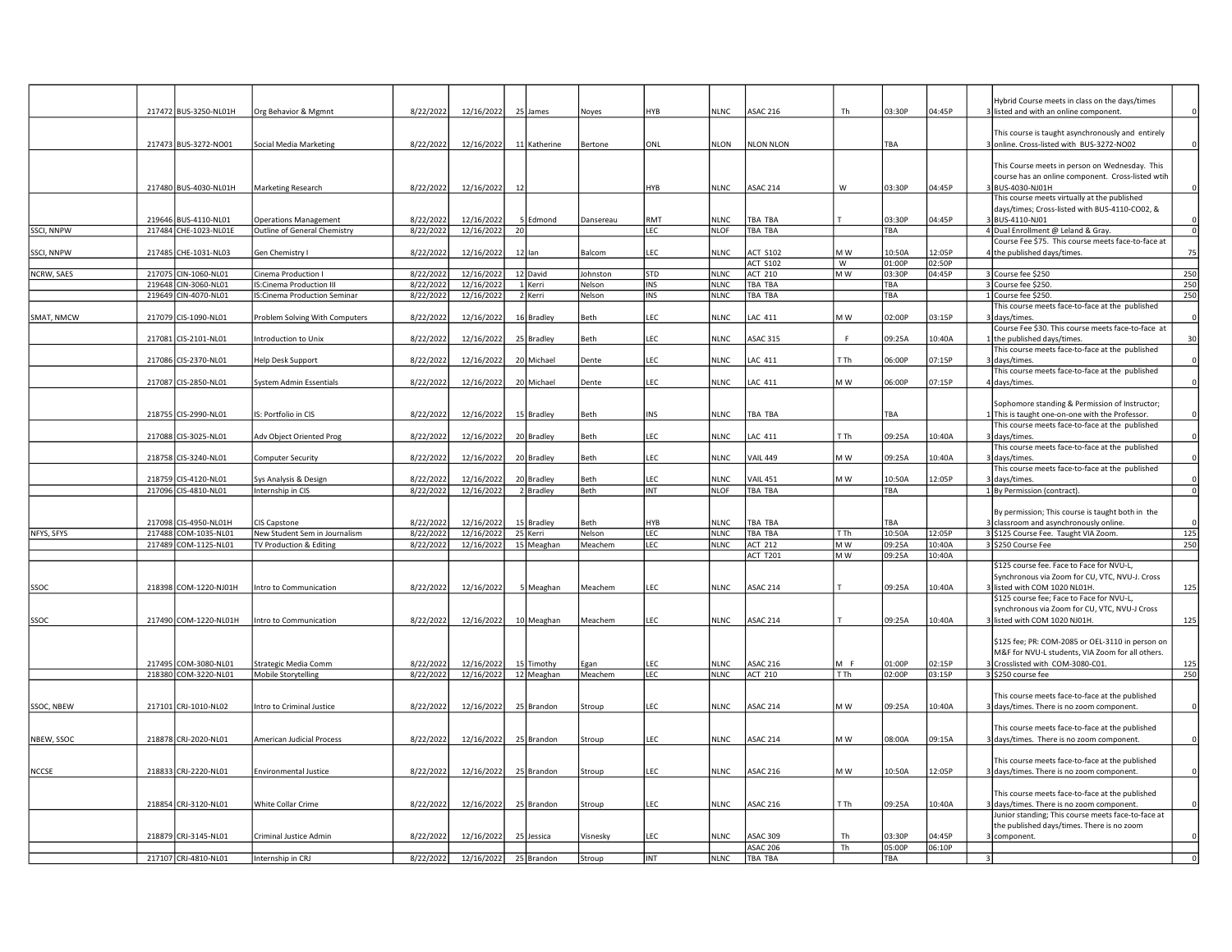| | | | | | | | | | | | | | | | | | |
|---|---|---|---|---|---|---|---|---|---|---|---|---|---|---|---|---|---|
| | 217472 | BUS-3250-NL01H | Org Behavior & Mgmnt | 8/22/2022 | 12/16/2022 | 25 | James | Noyes | HYB | NLNC | ASAC 216 | Th | 03:30P | 04:45P | 3 | Hybrid Course meets in class on the days/times listed and with an online component. | 0 |
| | 217473 | BUS-3272-NO01 | Social Media Marketing | 8/22/2022 | 12/16/2022 | 11 | Katherine | Bertone | ONL | NLON | NLON NLON | | TBA | | 3 | This course is taught asynchronously and entirely online. Cross-listed with BUS-3272-NO02 | 0 |
| | 217480 | BUS-4030-NL01H | Marketing Research | 8/22/2022 | 12/16/2022 | 12 | | | HYB | NLNC | ASAC 214 | W | 03:30P | 04:45P | 3 | This Course meets in person on Wednesday. This course has an online component. Cross-listed wtih BUS-4030-NJ01H | 0 |
| | 219646 | BUS-4110-NL01 | Operations Management | 8/22/2022 | 12/16/2022 | 5 | Edmond | Dansereau | RMT | NLNC | TBA TBA | T | 03:30P | 04:45P | 3 | This course meets virtually at the published days/times; Cross-listed with BUS-4110-CO02, & BUS-4110-NJ01 | 0 |
| SSCI, NNPW | 217484 | CHE-1023-NL01E | Outline of General Chemistry | 8/22/2022 | 12/16/2022 | 20 | | | LEC | NLOF | TBA TBA | | TBA | | 4 | Dual Enrollment @ Leland & Gray. | 0 |
| SSCI, NNPW | 217485 | CHE-1031-NL03 | Gen Chemistry I | 8/22/2022 | 12/16/2022 | 12 | Ian | Balcom | LEC | NLNC | ACT S102 | M W | 10:50A | 12:05P | 4 | Course Fee $75. This course meets face-to-face at the published days/times. | 75 |
| | | | | | | | | | | | ACT S102 | W | 01:00P | 02:50P | | | |
| NCRW, SAES | 217075 | CIN-1060-NL01 | Cinema Production I | 8/22/2022 | 12/16/2022 | 12 | David | Johnston | STD | NLNC | ACT 210 | M W | 03:30P | 04:45P | 3 | Course fee $250 | 250 |
| | 219648 | CIN-3060-NL01 | IS:Cinema Production III | 8/22/2022 | 12/16/2022 | 1 | Kerri | Nelson | INS | NLNC | TBA TBA | | TBA | | 3 | Course fee $250. | 250 |
| | 219649 | CIN-4070-NL01 | IS:Cinema Production Seminar | 8/22/2022 | 12/16/2022 | 2 | Kerri | Nelson | INS | NLNC | TBA TBA | | TBA | | 1 | Course fee $250. | 250 |
| SMAT, NMCW | 217079 | CIS-1090-NL01 | Problem Solving With Computers | 8/22/2022 | 12/16/2022 | 16 | Bradley | Beth | LEC | NLNC | LAC 411 | M W | 02:00P | 03:15P | 3 | This course meets face-to-face at the published days/times. | 0 |
| | 217081 | CIS-2101-NL01 | Introduction to Unix | 8/22/2022 | 12/16/2022 | 25 | Bradley | Beth | LEC | NLNC | ASAC 315 | F | 09:25A | 10:40A | 1 | Course Fee $30. This course meets face-to-face at the published days/times. | 30 |
| | 217086 | CIS-2370-NL01 | Help Desk Support | 8/22/2022 | 12/16/2022 | 20 | Michael | Dente | LEC | NLNC | LAC 411 | T Th | 06:00P | 07:15P | 3 | This course meets face-to-face at the published days/times. | 0 |
| | 217087 | CIS-2850-NL01 | System Admin Essentials | 8/22/2022 | 12/16/2022 | 20 | Michael | Dente | LEC | NLNC | LAC 411 | M W | 06:00P | 07:15P | 4 | This course meets face-to-face at the published days/times. | 0 |
| | 218755 | CIS-2990-NL01 | IS: Portfolio in CIS | 8/22/2022 | 12/16/2022 | 15 | Bradley | Beth | INS | NLNC | TBA TBA | | TBA | | 1 | Sophomore standing & Permission of Instructor; This is taught one-on-one with the Professor. | 0 |
| | 217088 | CIS-3025-NL01 | Adv Object Oriented Prog | 8/22/2022 | 12/16/2022 | 20 | Bradley | Beth | LEC | NLNC | LAC 411 | T Th | 09:25A | 10:40A | 3 | This course meets face-to-face at the published days/times. | 0 |
| | 218758 | CIS-3240-NL01 | Computer Security | 8/22/2022 | 12/16/2022 | 20 | Bradley | Beth | LEC | NLNC | VAIL 449 | M W | 09:25A | 10:40A | 3 | This course meets face-to-face at the published days/times. | 0 |
| | 218759 | CIS-4120-NL01 | Sys Analysis & Design | 8/22/2022 | 12/16/2022 | 20 | Bradley | Beth | LEC | NLNC | VAIL 451 | M W | 10:50A | 12:05P | 3 | This course meets face-to-face at the published days/times. | 0 |
| | 217096 | CIS-4810-NL01 | Internship in CIS | 8/22/2022 | 12/16/2022 | 2 | Bradley | Beth | INT | NLOF | TBA TBA | | TBA | | 1 | By Permission (contract). | 0 |
| | 217098 | CIS-4950-NL01H | CIS Capstone | 8/22/2022 | 12/16/2022 | 15 | Bradley | Beth | HYB | NLNC | TBA TBA | | TBA | | 3 | By permission; This course is taught both in the classroom and asynchronously online. | 0 |
| NFYS, SFYS | 217488 | COM-1035-NL01 | New Student Sem in Journalism | 8/22/2022 | 12/16/2022 | 25 | Kerri | Nelson | LEC | NLNC | TBA TBA | T Th | 10:50A | 12:05P | 3 | $125 Course Fee. Taught VIA Zoom. | 125 |
| | 217489 | COM-1125-NL01 | TV Production & Editing | 8/22/2022 | 12/16/2022 | 15 | Meaghan | Meachem | LEC | NLNC | ACT 212 | M W | 09:25A | 10:40A | 3 | $250 Course Fee | 250 |
| | | | | | | | | | | | ACT T201 | M W | 09:25A | 10:40A | | | |
| SSOC | 218398 | COM-1220-NJ01H | Intro to Communication | 8/22/2022 | 12/16/2022 | 5 | Meaghan | Meachem | LEC | NLNC | ASAC 214 | T | 09:25A | 10:40A | 3 | $125 course fee. Face to Face for NVU-L, Synchronous via Zoom for CU, VTC, NVU-J. Cross listed with COM 1020 NL01H. | 125 |
| SSOC | 217490 | COM-1220-NL01H | Intro to Communication | 8/22/2022 | 12/16/2022 | 10 | Meaghan | Meachem | LEC | NLNC | ASAC 214 | T | 09:25A | 10:40A | 3 | $125 course fee; Face to Face for NVU-L, synchronous via Zoom for CU, VTC, NVU-J Cross listed with COM 1020 NJ01H. | 125 |
| | 217495 | COM-3080-NL01 | Strategic Media Comm | 8/22/2022 | 12/16/2022 | 15 | Timothy | Egan | LEC | NLNC | ASAC 216 | M F | 01:00P | 02:15P | 3 | $125 fee; PR: COM-2085 or OEL-3110 in person on M&F for NVU-L students, VIA Zoom for all others. Crosslisted with COM-3080-C01. | 125 |
| | 218380 | COM-3220-NL01 | Mobile Storytelling | 8/22/2022 | 12/16/2022 | 12 | Meaghan | Meachem | LEC | NLNC | ACT 210 | T Th | 02:00P | 03:15P | 3 | $250 course fee | 250 |
| SSOC, NBEW | 217101 | CRJ-1010-NL02 | Intro to Criminal Justice | 8/22/2022 | 12/16/2022 | 25 | Brandon | Stroup | LEC | NLNC | ASAC 214 | M W | 09:25A | 10:40A | 3 | This course meets face-to-face at the published days/times. There is no zoom component. | 0 |
| NBEW, SSOC | 218878 | CRJ-2020-NL01 | American Judicial Process | 8/22/2022 | 12/16/2022 | 25 | Brandon | Stroup | LEC | NLNC | ASAC 214 | M W | 08:00A | 09:15A | 3 | This course meets face-to-face at the published days/times. There is no zoom component. | 0 |
| NCCSE | 218833 | CRJ-2220-NL01 | Environmental Justice | 8/22/2022 | 12/16/2022 | 25 | Brandon | Stroup | LEC | NLNC | ASAC 216 | M W | 10:50A | 12:05P | 3 | This course meets face-to-face at the published days/times. There is no zoom component. | 0 |
| | 218854 | CRJ-3120-NL01 | White Collar Crime | 8/22/2022 | 12/16/2022 | 25 | Brandon | Stroup | LEC | NLNC | ASAC 216 | T Th | 09:25A | 10:40A | 3 | This course meets face-to-face at the published days/times. There is no zoom component. | 0 |
| | 218879 | CRJ-3145-NL01 | Criminal Justice Admin | 8/22/2022 | 12/16/2022 | 25 | Jessica | Visnesky | LEC | NLNC | ASAC 309 | Th | 03:30P | 04:45P | 3 | Junior standing; This course meets face-to-face at the published days/times. There is no zoom component. | 0 |
| | | | | | | | | | | | ASAC 206 | Th | 05:00P | 06:10P | | | |
| | 217107 | CRJ-4810-NL01 | Internship in CRJ | 8/22/2022 | 12/16/2022 | 25 | Brandon | Stroup | INT | NLNC | TBA TBA | | TBA | | 3 | | 0 |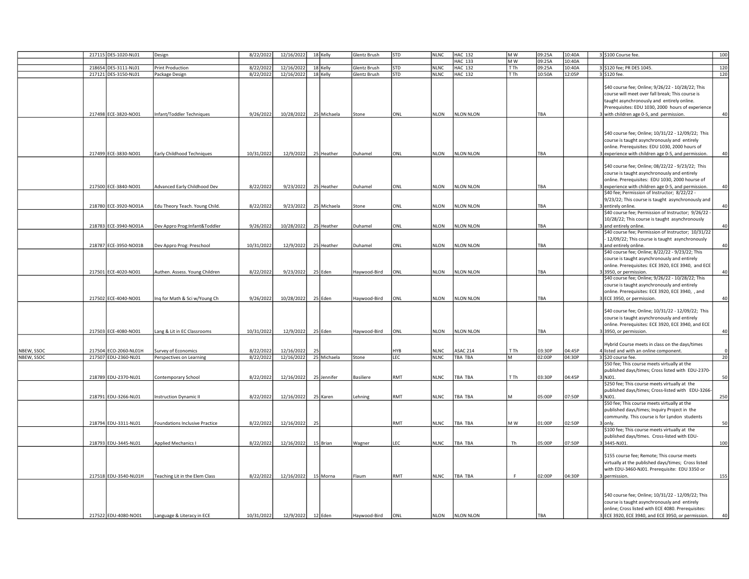| | | | | | | | | | | | | | | | | |
|---|---|---|---|---|---|---|---|---|---|---|---|---|---|---|---|---|
| | 217115 | DES-1020-NL01 | Design | 8/22/2022 | 12/16/2022 | 18 | Kelly | Glentz Brush | STD | NLNC | HAC 132 | M W | 09:25A | 10:40A | 3 | $100 Course fee. | 100 |
| | | | | | | | | | | | HAC 133 | M W | 09:25A | 10:40A | | | |
| | 218654 | DES-3111-NL01 | Print Production | 8/22/2022 | 12/16/2022 | 18 | Kelly | Glentz Brush | STD | NLNC | HAC 132 | T Th | 09:25A | 10:40A | 3 | $120 fee; PR DES 1045. | 120 |
| | 217121 | DES-3150-NL01 | Package Design | 8/22/2022 | 12/16/2022 | 18 | Kelly | Glentz Brush | STD | NLNC | HAC 132 | T Th | 10:50A | 12:05P | 3 | $120 fee. | 120 |
| | 217498 | ECE-3820-NO01 | Infant/Toddler Techniques | 9/26/2022 | 10/28/2022 | 25 | Michaela | Stone | ONL | NLON | NLON NLON | | TBA | | 3 | $40 course fee; Online; 9/26/22 - 10/28/22; This course will meet over fall break; This course is taught asynchronously and entirely online. Prerequisites: EDU 1030, 2000 hours of experience with children age 0-5, and permission. | 40 |
| | 217499 | ECE-3830-NO01 | Early Childhood Techniques | 10/31/2022 | 12/9/2022 | 25 | Heather | Duhamel | ONL | NLON | NLON NLON | | TBA | | 3 | $40 course fee; Online; 10/31/22 - 12/09/22; This course is taught asynchronously and entirely online. Prerequisites: EDU 1030, 2000 hours of experience with children age 0-5, and permission. | 40 |
| | 217500 | ECE-3840-NO01 | Advanced Early Childhood Dev | 8/22/2022 | 9/23/2022 | 25 | Heather | Duhamel | ONL | NLON | NLON NLON | | TBA | | 3 | $40 course fee; Online; 08/22/22 - 9/23/22; This course is taught asynchronously and entirely online. Prerequisites: EDU 1030, 2000 hourse of experience with children age 0-5, and permission. | 40 |
| | 218780 | ECE-3920-NO01A | Edu Theory Teach. Young Child. | 8/22/2022 | 9/23/2022 | 25 | Michaela | Stone | ONL | NLON | NLON NLON | | TBA | | 3 | $40 fee; Permission of Instructor; 8/22/22 - 9/23/22; This course is taught asynchronously and entirely online. | 40 |
| | 218783 | ECE-3940-NO01A | Dev Appro Prog:Infant&Toddler | 9/26/2022 | 10/28/2022 | 25 | Heather | Duhamel | ONL | NLON | NLON NLON | | TBA | | 3 | $40 course fee; Permission of Instructor; 9/26/22 - 10/28/22; This course is taught asynchronously and entirely online. | 40 |
| | 218787 | ECE-3950-NO01B | Dev Appro Prog: Preschool | 10/31/2022 | 12/9/2022 | 25 | Heather | Duhamel | ONL | NLON | NLON NLON | | TBA | | 3 | $40 course fee; Permission of Instructor; 10/31/22 - 12/09/22; This course is taught asynchronously and entirely online. | 40 |
| | 217501 | ECE-4020-NO01 | Authen. Assess. Young Children | 8/22/2022 | 9/23/2022 | 25 | Eden | Haywood-Bird | ONL | NLON | NLON NLON | | TBA | | 3 | $40 course fee; Online; 8/22/22 - 9/23/22; This course is taught asynchronously and entirely online. Prerequisites: ECE 3920, ECE 3940, and ECE 3950, or permission. | 40 |
| | 217502 | ECE-4040-NO01 | Inq for Math & Sci w/Young Ch | 9/26/2022 | 10/28/2022 | 25 | Eden | Haywood-Bird | ONL | NLON | NLON NLON | | TBA | | 3 | $40 course fee; Online; 9/26/22 - 10/28/22; This course is taught asynchronously and entirely online. Prerequisites: ECE 3920, ECE 3940, , and ECE 3950, or permission. | 40 |
| | 217503 | ECE-4080-NO01 | Lang & Lit in EC Classrooms | 10/31/2022 | 12/9/2022 | 25 | Eden | Haywood-Bird | ONL | NLON | NLON NLON | | TBA | | 3 | $40 course fee; Online; 10/31/22 - 12/09/22; This course is taught asynchronously and entirely online. Prerequisites: ECE 3920, ECE 3940, and ECE 3950, or permission. | 40 |
| NBEW, SSOC | 217504 | ECO-2060-NL01H | Survey of Economics | 8/22/2022 | 12/16/2022 | 25 | | | HYB | NLNC | ASAC 214 | T Th | 03:30P | 04:45P | 4 | Hybrid Course meets in class on the days/times listed and with an online component. | 0 |
| NBEW, SSOC | 217507 | EDU-2360-NL01 | Perspectives on Learning | 8/22/2022 | 12/16/2022 | 25 | Michaela | Stone | LEC | NLNC | TBA TBA | M | 02:00P | 04:30P | 3 | $20 course fee. | 20 |
| | 218789 | EDU-2370-NL01 | Contemporary School | 8/22/2022 | 12/16/2022 | 25 | Jennifer | Basiliere | RMT | NLNC | TBA TBA | T Th | 03:30P | 04:45P | 3 | $50 fee; This course meets virtually at the published days/times; Cross listed with EDU-2370-NJ01. | 50 |
| | 218791 | EDU-3266-NL01 | Instruction Dynamic II | 8/22/2022 | 12/16/2022 | 25 | Karen | Lehning | RMT | NLNC | TBA TBA | M | 05:00P | 07:50P | 3 | $250 fee; This course meets virtually at the published days/times; Cross-listed with EDU-3266-NJ01. | 250 |
| | 218794 | EDU-3311-NL01 | Foundations Inclusive Practice | 8/22/2022 | 12/16/2022 | 25 | | | RMT | NLNC | TBA TBA | M W | 01:00P | 02:50P | 3 | $50 fee; This course meets virtually at the published days/times; Inquiry Project in the community. This course is for Lyndon students only. | 50 |
| | 218793 | EDU-3445-NL01 | Applied Mechanics I | 8/22/2022 | 12/16/2022 | 15 | Brian | Wagner | LEC | NLNC | TBA TBA | Th | 05:00P | 07:50P | 3 | $100 fee; This course meets virtually at the published days/times. Cross-listed with EDU-3445-NJ01. | 100 |
| | 217518 | EDU-3540-NL01H | Teaching Lit in the Elem Class | 8/22/2022 | 12/16/2022 | 15 | Morna | Flaum | RMT | NLNC | TBA TBA | F | 02:00P | 04:30P | 3 | $155 course fee; Remote; This course meets virtually at the published days/times; Cross listed with EDU-3460-NJ01. Prerequisite: EDU 3350 or permission. | 155 |
| | 217522 | EDU-4080-NO01 | Language & Literacy in ECE | 10/31/2022 | 12/9/2022 | 12 | Eden | Haywood-Bird | ONL | NLON | NLON NLON | | TBA | | 3 | $40 course fee; Online; 10/31/22 - 12/09/22; This course is taught asynchronously and entirely online; Cross listed with ECE 4080. Prerequisites: ECE 3920, ECE 3940, and ECE 3950, or permission. | 40 |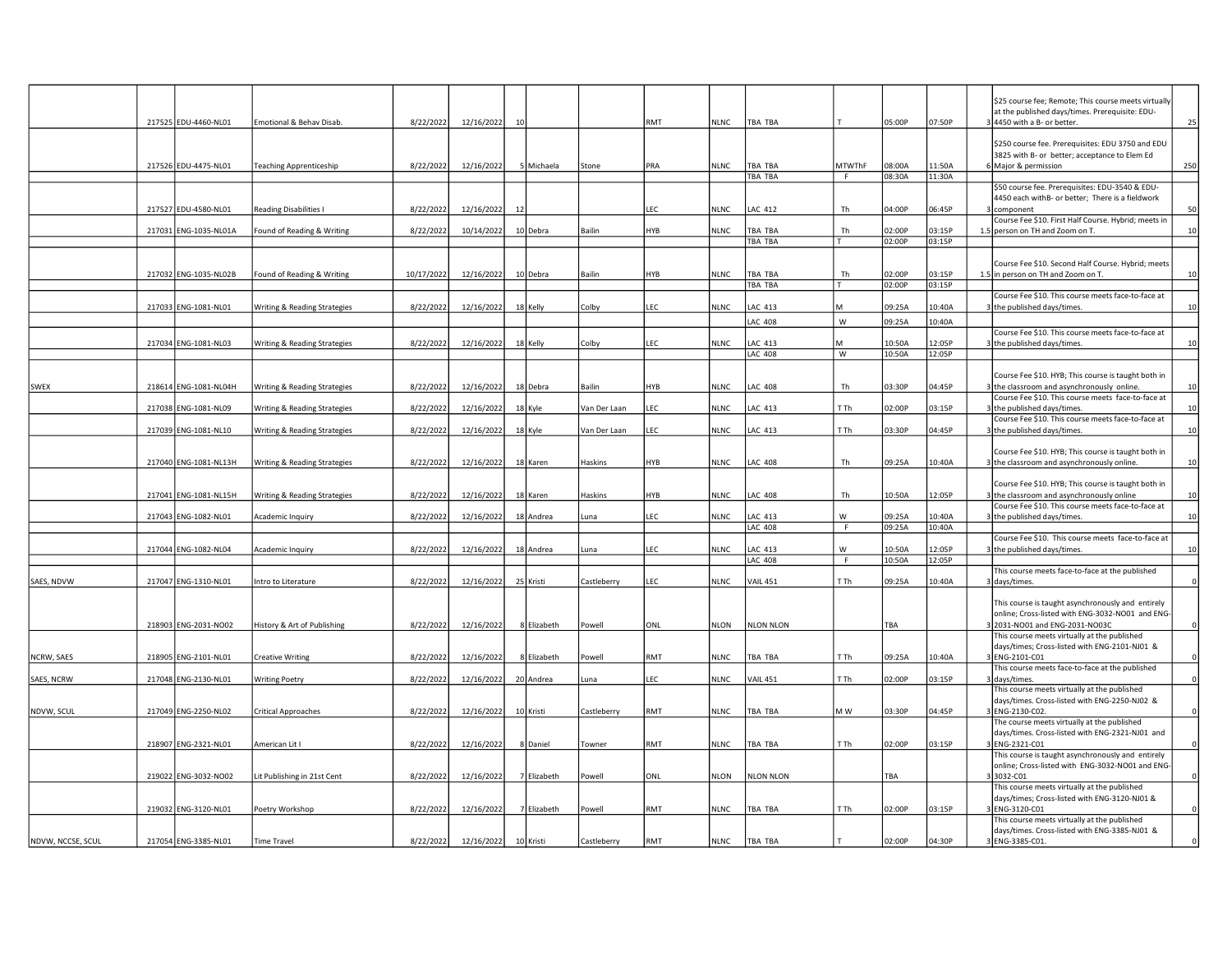| | | | | | | | | | | | | | | | | | |
|---|---|---|---|---|---|---|---|---|---|---|---|---|---|---|---|---|---|
| | 217525 | EDU-4460-NL01 | Emotional & Behav Disab. | 8/22/2022 | 12/16/2022 | 10 | | | RMT | NLNC | TBA TBA | T | 05:00P | 07:50P | 3 | $25 course fee; Remote; This course meets virtually at the published days/times. Prerequisite: EDU-4450 with a B- or better. | 25 |
| | 217526 | EDU-4475-NL01 | Teaching Apprenticeship | 8/22/2022 | 12/16/2022 | 5 | Michaela | Stone | PRA | NLNC | TBA TBA | MTWThF | 08:00A | 11:50A | 6 | $250 course fee. Prerequisites: EDU 3750 and EDU 3825 with B- or better; acceptance to Elem Ed Major & permission | 250 |
| | | | | | | | | | | | TBA TBA | F | 08:30A | 11:30A | | | |
| | 217527 | EDU-4580-NL01 | Reading Disabilities I | 8/22/2022 | 12/16/2022 | 12 | | | LEC | NLNC | LAC 412 | Th | 04:00P | 06:45P | 3 | $50 course fee. Prerequisites: EDU-3540 & EDU-4450 each withB- or better; There is a fieldwork component | 50 |
| | 217031 | ENG-1035-NL01A | Found of Reading & Writing | 8/22/2022 | 10/14/2022 | 10 | Debra | Bailin | HYB | NLNC | TBA TBA | Th | 02:00P | 03:15P | 1.5 | Course Fee $10. First Half Course. Hybrid; meets in person on TH and Zoom on T. | 10 |
| | | | | | | | | | | | TBA TBA | T | 02:00P | 03:15P | | | |
| | 217032 | ENG-1035-NL02B | Found of Reading & Writing | 10/17/2022 | 12/16/2022 | 10 | Debra | Bailin | HYB | NLNC | TBA TBA | Th | 02:00P | 03:15P | 1.5 | Course Fee $10. Second Half Course. Hybrid; meets in person on TH and Zoom on T. | 10 |
| | | | | | | | | | | | TBA TBA | T | 02:00P | 03:15P | | | |
| | 217033 | ENG-1081-NL01 | Writing & Reading Strategies | 8/22/2022 | 12/16/2022 | 18 | Kelly | Colby | LEC | NLNC | LAC 413 | M | 09:25A | 10:40A | 3 | Course Fee $10. This course meets face-to-face at the published days/times. | 10 |
| | | | | | | | | | | | LAC 408 | W | 09:25A | 10:40A | | | |
| | 217034 | ENG-1081-NL03 | Writing & Reading Strategies | 8/22/2022 | 12/16/2022 | 18 | Kelly | Colby | LEC | NLNC | LAC 413 | M | 10:50A | 12:05P | 3 | Course Fee $10. This course meets face-to-face at the published days/times. | 10 |
| | | | | | | | | | | | LAC 408 | W | 10:50A | 12:05P | | | |
| SWEX | 218614 | ENG-1081-NL04H | Writing & Reading Strategies | 8/22/2022 | 12/16/2022 | 18 | Debra | Bailin | HYB | NLNC | LAC 408 | Th | 03:30P | 04:45P | 3 | Course Fee $10. HYB; This course is taught both in the classroom and asynchronously online. | 10 |
| | 217038 | ENG-1081-NL09 | Writing & Reading Strategies | 8/22/2022 | 12/16/2022 | 18 | Kyle | Van Der Laan | LEC | NLNC | LAC 413 | T Th | 02:00P | 03:15P | 3 | Course Fee $10. This course meets face-to-face at the published days/times. | 10 |
| | 217039 | ENG-1081-NL10 | Writing & Reading Strategies | 8/22/2022 | 12/16/2022 | 18 | Kyle | Van Der Laan | LEC | NLNC | LAC 413 | T Th | 03:30P | 04:45P | 3 | Course Fee $10. This course meets face-to-face at the published days/times. | 10 |
| | 217040 | ENG-1081-NL13H | Writing & Reading Strategies | 8/22/2022 | 12/16/2022 | 18 | Karen | Haskins | HYB | NLNC | LAC 408 | Th | 09:25A | 10:40A | 3 | Course Fee $10. HYB; This course is taught both in the classroom and asynchronously online. | 10 |
| | 217041 | ENG-1081-NL15H | Writing & Reading Strategies | 8/22/2022 | 12/16/2022 | 18 | Karen | Haskins | HYB | NLNC | LAC 408 | Th | 10:50A | 12:05P | 3 | Course Fee $10. HYB; This course is taught both in the classroom and asynchronously online | 10 |
| | 217043 | ENG-1082-NL01 | Academic Inquiry | 8/22/2022 | 12/16/2022 | 18 | Andrea | Luna | LEC | NLNC | LAC 413 | W | 09:25A | 10:40A | 3 | Course Fee $10. This course meets face-to-face at the published days/times. | 10 |
| | | | | | | | | | | | LAC 408 | F | 09:25A | 10:40A | | | |
| | 217044 | ENG-1082-NL04 | Academic Inquiry | 8/22/2022 | 12/16/2022 | 18 | Andrea | Luna | LEC | NLNC | LAC 413 | W | 10:50A | 12:05P | 3 | Course Fee $10. This course meets face-to-face at the published days/times. | 10 |
| | | | | | | | | | | | LAC 408 | F | 10:50A | 12:05P | | | |
| SAES, NDVW | 217047 | ENG-1310-NL01 | Intro to Literature | 8/22/2022 | 12/16/2022 | 25 | Kristi | Castleberry | LEC | NLNC | VAIL 451 | T Th | 09:25A | 10:40A | 3 | This course meets face-to-face at the published days/times. | 0 |
| | 218903 | ENG-2031-NO02 | History & Art of Publishing | 8/22/2022 | 12/16/2022 | 8 | Elizabeth | Powell | ONL | NLON | NLON NLON | | TBA | | 3 | This course is taught asynchronously and entirely online; Cross-listed with ENG-3032-NO01 and ENG-2031-NO01 and ENG-2031-NO03C | 0 |
| NCRW, SAES | 218905 | ENG-2101-NL01 | Creative Writing | 8/22/2022 | 12/16/2022 | 8 | Elizabeth | Powell | RMT | NLNC | TBA TBA | T Th | 09:25A | 10:40A | 3 | This course meets virtually at the published days/times; Cross-listed with ENG-2101-NJ01 & ENG-2101-C01 | 0 |
| SAES, NCRW | 217048 | ENG-2130-NL01 | Writing Poetry | 8/22/2022 | 12/16/2022 | 20 | Andrea | Luna | LEC | NLNC | VAIL 451 | T Th | 02:00P | 03:15P | 3 | This course meets face-to-face at the published days/times. | 0 |
| NDVW, SCUL | 217049 | ENG-2250-NL02 | Critical Approaches | 8/22/2022 | 12/16/2022 | 10 | Kristi | Castleberry | RMT | NLNC | TBA TBA | M W | 03:30P | 04:45P | 3 | This course meets virtually at the published days/times. Cross-listed with ENG-2250-NJ02 & ENG-2130-C02. | 0 |
| | 218907 | ENG-2321-NL01 | American Lit I | 8/22/2022 | 12/16/2022 | 8 | Daniel | Towner | RMT | NLNC | TBA TBA | T Th | 02:00P | 03:15P | 3 | The course meets virtually at the published days/times. Cross-listed with ENG-2321-NJ01 and ENG-2321-C01 | 0 |
| | 219022 | ENG-3032-NO02 | Lit Publishing in 21st Cent | 8/22/2022 | 12/16/2022 | 7 | Elizabeth | Powell | ONL | NLON | NLON NLON | | TBA | | 3 | This course is taught asynchronously and entirely online; Cross-listed with ENG-3032-NO01 and ENG-3032-C01 | 0 |
| | 219032 | ENG-3120-NL01 | Poetry Workshop | 8/22/2022 | 12/16/2022 | 7 | Elizabeth | Powell | RMT | NLNC | TBA TBA | T Th | 02:00P | 03:15P | 3 | This course meets virtually at the published days/times; Cross-listed with ENG-3120-NJ01 & ENG-3120-C01 | 0 |
| NDVW, NCCSE, SCUL | 217054 | ENG-3385-NL01 | Time Travel | 8/22/2022 | 12/16/2022 | 10 | Kristi | Castleberry | RMT | NLNC | TBA TBA | T | 02:00P | 04:30P | 3 | This course meets virtually at the published days/times. Cross-listed with ENG-3385-NJ01 & ENG-3385-C01. | 0 |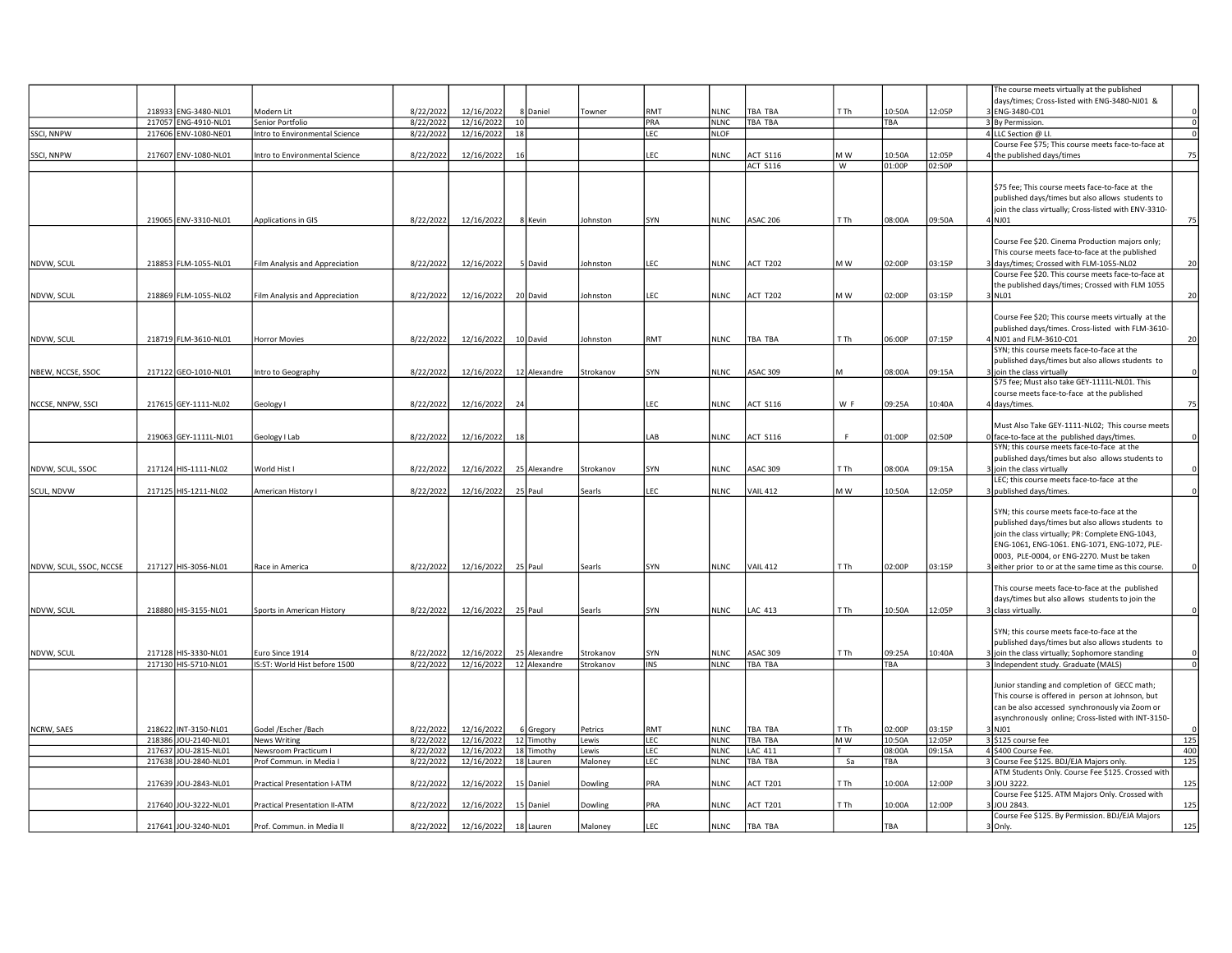|  |  |  |  |  |  |  |  |  |  |  |  |  |  |  |  |  |
|---|---|---|---|---|---|---|---|---|---|---|---|---|---|---|---|---|
|  | 218933 | ENG-3480-NL01 | Modern Lit | 8/22/2022 | 12/16/2022 | 8 | Daniel | Towner | RMT | NLNC | TBA TBA | T Th | 10:50A | 12:05P | 3 | The course meets virtually at the published days/times; Cross-listed with ENG-3480-NJ01 & ENG-3480-C01 | 0 |
|  | 217057 | ENG-4910-NL01 | Senior Portfolio | 8/22/2022 | 12/16/2022 | 10 |  |  | PRA | NLNC | TBA TBA |  | TBA |  | 3 | By Permission. | 0 |
| SSCI, NNPW | 217606 | ENV-1080-NE01 | Intro to Environmental Science | 8/22/2022 | 12/16/2022 | 18 |  |  | LEC | NLOF |  |  |  |  | 4 | LLC Section @ LI. | 0 |
| SSCI, NNPW | 217607 | ENV-1080-NL01 | Intro to Environmental Science | 8/22/2022 | 12/16/2022 | 16 |  |  | LEC | NLNC | ACT S116 | M W | 10:50A | 12:05P | 4 | Course Fee $75; This course meets face-to-face at the published days/times | 75 |
|  |  |  |  |  |  |  |  |  |  |  | ACT S116 | W | 01:00P | 02:50P |  |  |  |
|  | 219065 | ENV-3310-NL01 | Applications in GIS | 8/22/2022 | 12/16/2022 | 8 | Kevin | Johnston | SYN | NLNC | ASAC 206 | T Th | 08:00A | 09:50A | 4 | $75 fee; This course meets face-to-face at the published days/times but also allows students to join the class virtually; Cross-listed with ENV-3310-NJ01 | 75 |
| NDVW, SCUL | 218853 | FLM-1055-NL01 | Film Analysis and Appreciation | 8/22/2022 | 12/16/2022 | 5 | David | Johnston | LEC | NLNC | ACT T202 | M W | 02:00P | 03:15P | 3 | Course Fee $20. Cinema Production majors only; This course meets face-to-face at the published days/times; Crossed with FLM-1055-NL02 | 20 |
| NDVW, SCUL | 218869 | FLM-1055-NL02 | Film Analysis and Appreciation | 8/22/2022 | 12/16/2022 | 20 | David | Johnston | LEC | NLNC | ACT T202 | M W | 02:00P | 03:15P | 3 | Course Fee $20. This course meets face-to-face at the published days/times; Crossed with FLM 1055 NL01 | 20 |
| NDVW, SCUL | 218719 | FLM-3610-NL01 | Horror Movies | 8/22/2022 | 12/16/2022 | 10 | David | Johnston | RMT | NLNC | TBA TBA | T Th | 06:00P | 07:15P | 4 | Course Fee $20; This course meets virtually at the published days/times. Cross-listed with FLM-3610-NJ01 and FLM-3610-C01 | 20 |
| NBEW, NCCSE, SSOC | 217122 | GEO-1010-NL01 | Intro to Geography | 8/22/2022 | 12/16/2022 | 12 | Alexandre | Strokanov | SYN | NLNC | ASAC 309 | M | 08:00A | 09:15A | 3 | SYN; this course meets face-to-face at the published days/times but also allows students to join the class virtually | 0 |
| NCCSE, NNPW, SSCI | 217615 | GEY-1111-NL02 | Geology I | 8/22/2022 | 12/16/2022 | 24 |  |  | LEC | NLNC | ACT S116 | W F | 09:25A | 10:40A | 4 | $75 fee; Must also take GEY-1111L-NL01. This course meets face-to-face at the published days/times. | 75 |
|  | 219063 | GEY-1111L-NL01 | Geology I Lab | 8/22/2022 | 12/16/2022 | 18 |  |  | LAB | NLNC | ACT S116 | F | 01:00P | 02:50P | 0 | Must Also Take GEY-1111-NL02; This course meets face-to-face at the published days/times. | 0 |
| NDVW, SCUL, SSOC | 217124 | HIS-1111-NL02 | World Hist I | 8/22/2022 | 12/16/2022 | 25 | Alexandre | Strokanov | SYN | NLNC | ASAC 309 | T Th | 08:00A | 09:15A | 3 | SYN; this course meets face-to-face at the published days/times but also allows students to join the class virtually | 0 |
| SCUL, NDVW | 217125 | HIS-1211-NL02 | American History I | 8/22/2022 | 12/16/2022 | 25 | Paul | Searls | LEC | NLNC | VAIL 412 | M W | 10:50A | 12:05P | 3 | LEC; this course meets face-to-face at the published days/times. | 0 |
| NDVW, SCUL, SSOC, NCCSE | 217127 | HIS-3056-NL01 | Race in America | 8/22/2022 | 12/16/2022 | 25 | Paul | Searls | SYN | NLNC | VAIL 412 | T Th | 02:00P | 03:15P | 3 | SYN; this course meets face-to-face at the published days/times but also allows students to join the class virtually; PR: Complete ENG-1043, ENG-1061, ENG-1061. ENG-1071, ENG-1072, PLE-0003, PLE-0004, or ENG-2270. Must be taken either prior to or at the same time as this course. | 0 |
| NDVW, SCUL | 218880 | HIS-3155-NL01 | Sports in American History | 8/22/2022 | 12/16/2022 | 25 | Paul | Searls | SYN | NLNC | LAC 413 | T Th | 10:50A | 12:05P | 3 | This course meets face-to-face at the published days/times but also allows students to join the class virtually. | 0 |
| NDVW, SCUL | 217128 | HIS-3330-NL01 | Euro Since 1914 | 8/22/2022 | 12/16/2022 | 25 | Alexandre | Strokanov | SYN | NLNC | ASAC 309 | T Th | 09:25A | 10:40A | 3 | SYN; this course meets face-to-face at the published days/times but also allows students to join the class virtually; Sophomore standing | 0 |
|  | 217130 | HIS-5710-NL01 | IS:ST: World Hist before 1500 | 8/22/2022 | 12/16/2022 | 12 | Alexandre | Strokanov | INS | NLNC | TBA TBA |  | TBA |  | 3 | Independent study. Graduate (MALS) | 0 |
| NCRW, SAES | 218622 | INT-3150-NL01 | Godel /Escher /Bach | 8/22/2022 | 12/16/2022 | 6 | Gregory | Petrics | RMT | NLNC | TBA TBA | T Th | 02:00P | 03:15P | 3 | Junior standing and completion of GECC math; This course is offered in person at Johnson, but can be also accessed synchronously via Zoom or asynchronously online; Cross-listed with INT-3150-NJ01 | 0 |
|  | 218386 | JOU-2140-NL01 | News Writing | 8/22/2022 | 12/16/2022 | 12 | Timothy | Lewis | LEC | NLNC | TBA TBA | M W | 10:50A | 12:05P | 3 | $125 course fee | 125 |
|  | 217637 | JOU-2815-NL01 | Newsroom Practicum I | 8/22/2022 | 12/16/2022 | 18 | Timothy | Lewis | LEC | NLNC | LAC 411 | T | 08:00A | 09:15A | 4 | $400 Course Fee. | 400 |
|  | 217638 | JOU-2840-NL01 | Prof Commun. in Media I | 8/22/2022 | 12/16/2022 | 18 | Lauren | Maloney | LEC | NLNC | TBA TBA | Sa | TBA |  | 3 | Course Fee $125. BDJ/EJA Majors only. | 125 |
|  | 217639 | JOU-2843-NL01 | Practical Presentation I-ATM | 8/22/2022 | 12/16/2022 | 15 | Daniel | Dowling | PRA | NLNC | ACT T201 | T Th | 10:00A | 12:00P | 3 | ATM Students Only. Course Fee $125. Crossed with JOU 3222. | 125 |
|  | 217640 | JOU-3222-NL01 | Practical Presentation II-ATM | 8/22/2022 | 12/16/2022 | 15 | Daniel | Dowling | PRA | NLNC | ACT T201 | T Th | 10:00A | 12:00P | 3 | Course Fee $125. ATM Majors Only. Crossed with JOU 2843. | 125 |
|  | 217641 | JOU-3240-NL01 | Prof. Commun. in Media II | 8/22/2022 | 12/16/2022 | 18 | Lauren | Maloney | LEC | NLNC | TBA TBA |  | TBA |  | 3 | Course Fee $125. By Permission. BDJ/EJA Majors Only. | 125 |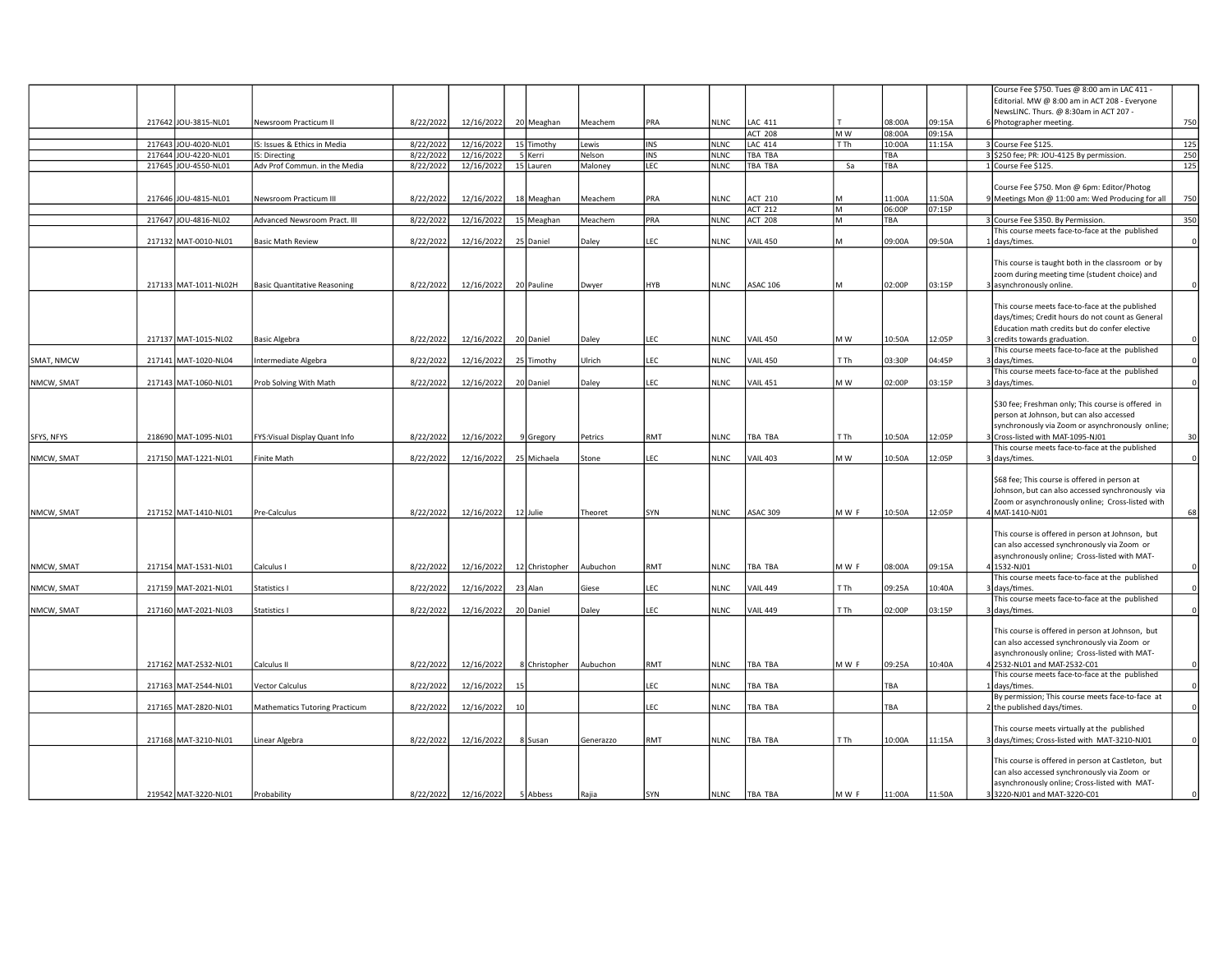| | | | | | | | | | | | | | | | | | |
|---|---|---|---|---|---|---|---|---|---|---|---|---|---|---|---|---|---|
| | 217642 | JOU-3815-NL01 | Newsroom Practicum II | 8/22/2022 | 12/16/2022 | 20 | Meaghan | Meachem | PRA | NLNC | LAC 411 | T | 08:00A | 09:15A | 6 | Course Fee $750. Tues @ 8:00 am in LAC 411 - Editorial. MW @ 8:00 am in ACT 208 - Everyone NewsLINC. Thurs. @ 8:30am in ACT 207 - Photographer meeting. | 750 |
| | | | | | | | | | | | ACT 208 | M W | 08:00A | 09:15A | | | |
| | 217643 | JOU-4020-NL01 | IS: Issues & Ethics in Media | 8/22/2022 | 12/16/2022 | 15 | Timothy | Lewis | INS | NLNC | LAC 414 | T Th | 10:00A | 11:15A | 3 | Course Fee $125. | 125 |
| | 217644 | JOU-4220-NL01 | IS: Directing | 8/22/2022 | 12/16/2022 | 5 | Kerri | Nelson | INS | NLNC | TBA TBA | | TBA | | 3 | $250 fee; PR: JOU-4125 By permission. | 250 |
| | 217645 | JOU-4550-NL01 | Adv Prof Commun. in the Media | 8/22/2022 | 12/16/2022 | 15 | Lauren | Maloney | LEC | NLNC | TBA TBA | Sa | TBA | | 1 | Course Fee $125. | 125 |
| | 217646 | JOU-4815-NL01 | Newsroom Practicum III | 8/22/2022 | 12/16/2022 | 18 | Meaghan | Meachem | PRA | NLNC | ACT 210 | M | 11:00A | 11:50A | 9 | Course Fee $750. Mon @ 6pm: Editor/Photog Meetings Mon @ 11:00 am: Wed Producing for all | 750 |
| | | | | | | | | | | | ACT 212 | M | 06:00P | 07:15P | | | |
| | 217647 | JOU-4816-NL02 | Advanced Newsroom Pract. III | 8/22/2022 | 12/16/2022 | 15 | Meaghan | Meachem | PRA | NLNC | ACT 208 | M | TBA | | 3 | Course Fee $350. By Permission. | 350 |
| | 217132 | MAT-0010-NL01 | Basic Math Review | 8/22/2022 | 12/16/2022 | 25 | Daniel | Daley | LEC | NLNC | VAIL 450 | M | 09:00A | 09:50A | 1 | This course meets face-to-face at the published days/times. | 0 |
| | 217133 | MAT-1011-NL02H | Basic Quantitative Reasoning | 8/22/2022 | 12/16/2022 | 20 | Pauline | Dwyer | HYB | NLNC | ASAC 106 | M | 02:00P | 03:15P | 3 | This course is taught both in the classroom or by zoom during meeting time (student choice) and asynchronously online. | 0 |
| | 217137 | MAT-1015-NL02 | Basic Algebra | 8/22/2022 | 12/16/2022 | 20 | Daniel | Daley | LEC | NLNC | VAIL 450 | M W | 10:50A | 12:05P | 3 | This course meets face-to-face at the published days/times; Credit hours do not count as General Education math credits but do confer elective credits towards graduation. | 0 |
| SMAT, NMCW | 217141 | MAT-1020-NL04 | Intermediate Algebra | 8/22/2022 | 12/16/2022 | 25 | Timothy | Ulrich | LEC | NLNC | VAIL 450 | T Th | 03:30P | 04:45P | 3 | This course meets face-to-face at the published days/times. | 0 |
| NMCW, SMAT | 217143 | MAT-1060-NL01 | Prob Solving With Math | 8/22/2022 | 12/16/2022 | 20 | Daniel | Daley | LEC | NLNC | VAIL 451 | M W | 02:00P | 03:15P | 3 | This course meets face-to-face at the published days/times. | 0 |
| SFYS, NFYS | 218690 | MAT-1095-NL01 | FYS:Visual Display Quant Info | 8/22/2022 | 12/16/2022 | 9 | Gregory | Petrics | RMT | NLNC | TBA TBA | T Th | 10:50A | 12:05P | 3 | $30 fee; Freshman only; This course is offered in person at Johnson, but can also accessed synchronously via Zoom or asynchronously online; Cross-listed with MAT-1095-NJ01 | 30 |
| NMCW, SMAT | 217150 | MAT-1221-NL01 | Finite Math | 8/22/2022 | 12/16/2022 | 25 | Michaela | Stone | LEC | NLNC | VAIL 403 | M W | 10:50A | 12:05P | 3 | This course meets face-to-face at the published days/times. | 0 |
| NMCW, SMAT | 217152 | MAT-1410-NL01 | Pre-Calculus | 8/22/2022 | 12/16/2022 | 12 | Julie | Theoret | SYN | NLNC | ASAC 309 | M W F | 10:50A | 12:05P | 4 | $68 fee; This course is offered in person at Johnson, but can also accessed synchronously via Zoom or asynchronously online; Cross-listed with MAT-1410-NJ01 | 68 |
| NMCW, SMAT | 217154 | MAT-1531-NL01 | Calculus I | 8/22/2022 | 12/16/2022 | 12 | Christopher | Aubuchon | RMT | NLNC | TBA TBA | M W F | 08:00A | 09:15A | 4 | This course is offered in person at Johnson, but can also accessed synchronously via Zoom or asynchronously online; Cross-listed with MAT-1532-NJ01 | 0 |
| NMCW, SMAT | 217159 | MAT-2021-NL01 | Statistics I | 8/22/2022 | 12/16/2022 | 23 | Alan | Giese | LEC | NLNC | VAIL 449 | T Th | 09:25A | 10:40A | 3 | This course meets face-to-face at the published days/times. | 0 |
| NMCW, SMAT | 217160 | MAT-2021-NL03 | Statistics I | 8/22/2022 | 12/16/2022 | 20 | Daniel | Daley | LEC | NLNC | VAIL 449 | T Th | 02:00P | 03:15P | 3 | This course meets face-to-face at the published days/times. | 0 |
| | 217162 | MAT-2532-NL01 | Calculus II | 8/22/2022 | 12/16/2022 | 8 | Christopher | Aubuchon | RMT | NLNC | TBA TBA | M W F | 09:25A | 10:40A | 4 | This course is offered in person at Johnson, but can also accessed synchronously via Zoom or asynchronously online; Cross-listed with MAT-2532-NL01 and MAT-2532-C01 | 0 |
| | 217163 | MAT-2544-NL01 | Vector Calculus | 8/22/2022 | 12/16/2022 | 15 | | | LEC | NLNC | TBA TBA | | TBA | | 1 | This course meets face-to-face at the published days/times. | 0 |
| | 217165 | MAT-2820-NL01 | Mathematics Tutoring Practicum | 8/22/2022 | 12/16/2022 | 10 | | | LEC | NLNC | TBA TBA | | TBA | | 2 | By permission; This course meets face-to-face at the published days/times. | 0 |
| | 217168 | MAT-3210-NL01 | Linear Algebra | 8/22/2022 | 12/16/2022 | 8 | Susan | Generazzo | RMT | NLNC | TBA TBA | T Th | 10:00A | 11:15A | 3 | This course meets virtually at the published days/times; Cross-listed with MAT-3210-NJ01 | 0 |
| | 219542 | MAT-3220-NL01 | Probability | 8/22/2022 | 12/16/2022 | 5 | Abbess | Rajia | SYN | NLNC | TBA TBA | M W F | 11:00A | 11:50A | 3 | This course is offered in person at Castleton, but can also accessed synchronously via Zoom or asynchronously online; Cross-listed with MAT-3220-NJ01 and MAT-3220-C01 | 0 |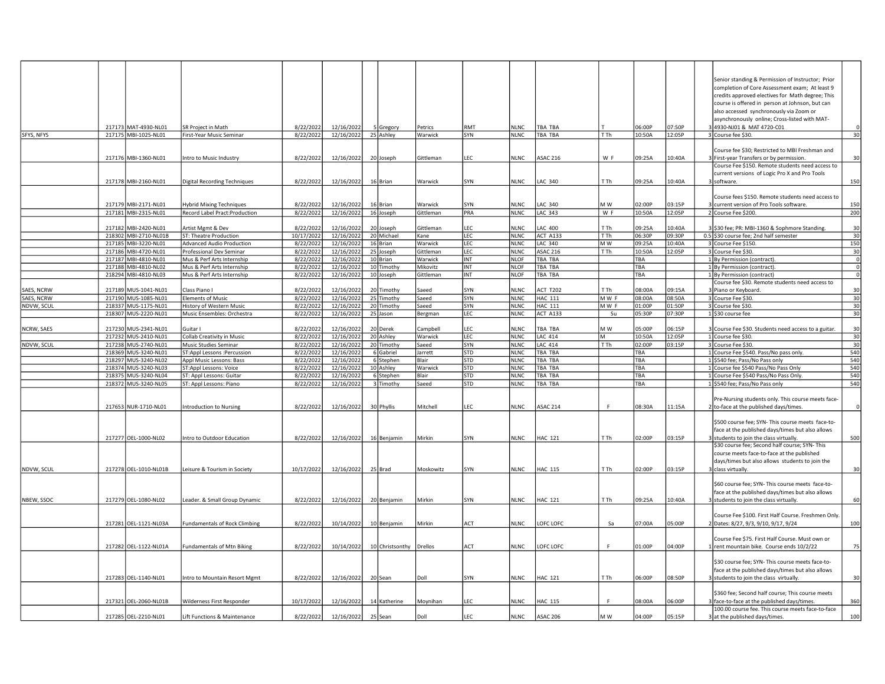| | | | | | | | | | | | | | | | | | | |
|---|---|---|---|---|---|---|---|---|---|---|---|---|---|---|---|---|---|---|
| | 217173 | MAT-4930-NL01 | SR Project in Math | 8/22/2022 | 12/16/2022 | 5 | Gregory | Petrics | RMT | NLNC | TBA TBA | T | 06:00P | 07:50P | 3 | Senior standing & Permission of Instructor; Prior completion of Core Assessment exam; At least 9 credits approved electives for Math degree; This course is offered in person at Johnson, but can also accessed synchronously via Zoom or asynchronously online; Cross-listed with MAT-4930-NJ01 & MAT 4720-C01 | 0 |
| SFYS, NFYS | 217175 | MBI-1025-NL01 | First-Year Music Seminar | 8/22/2022 | 12/16/2022 | 25 | Ashley | Warwick | SYN | NLNC | TBA TBA | T Th | 10:50A | 12:05P | 3 | Course fee $30. | 30 |
| | 217176 | MBI-1360-NL01 | Intro to Music Industry | 8/22/2022 | 12/16/2022 | 20 | Joseph | Gittleman | LEC | NLNC | ASAC 216 | W F | 09:25A | 10:40A | 3 | Course fee $30; Restricted to MBI Freshman and First-year Transfers or by permission. | 30 |
| | 217178 | MBI-2160-NL01 | Digital Recording Techniques | 8/22/2022 | 12/16/2022 | 16 | Brian | Warwick | SYN | NLNC | LAC 340 | T Th | 09:25A | 10:40A | 3 | Course Fee $150. Remote students need access to current versions of Logic Pro X and Pro Tools software. | 150 |
| | 217179 | MBI-2171-NL01 | Hybrid Mixing Techniques | 8/22/2022 | 12/16/2022 | 16 | Brian | Warwick | SYN | NLNC | LAC 340 | M W | 02:00P | 03:15P | 3 | Course fees $150. Remote students need access to current version of Pro Tools software. | 150 |
| | 217181 | MBI-2315-NL01 | Record Label Pract:Production | 8/22/2022 | 12/16/2022 | 16 | Joseph | Gittleman | PRA | NLNC | LAC 343 | W F | 10:50A | 12:05P | 2 | Course Fee $200. | 200 |
| | 217182 | MBI-2420-NL01 | Artist Mgmt & Dev | 8/22/2022 | 12/16/2022 | 20 | Joseph | Gittleman | LEC | NLNC | LAC 400 | T Th | 09:25A | 10:40A | 3 | $30 fee; PR: MBI-1360 & Sophmore Standing. | 30 |
| | 218302 | MBI-2710-NL01B | ST: Theatre Production | 10/17/2022 | 12/16/2022 | 20 | Michael | Kane | LEC | NLNC | ACT A133 | T Th | 06:30P | 09:30P | 0.5 | $30 course fee; 2nd half semester | 30 |
| | 217185 | MBI-3220-NL01 | Advanced Audio Production | 8/22/2022 | 12/16/2022 | 16 | Brian | Warwick | LEC | NLNC | LAC 340 | M W | 09:25A | 10:40A | 3 | Course Fee $150. | 150 |
| | 217186 | MBI-4720-NL01 | Professional Dev Seminar | 8/22/2022 | 12/16/2022 | 25 | Joseph | Gittleman | LEC | NLNC | ASAC 216 | T Th | 10:50A | 12:05P | 3 | Course Fee $30. | 30 |
| | 217187 | MBI-4810-NL01 | Mus & Perf Arts Internship | 8/22/2022 | 12/16/2022 | 10 | Brian | Warwick | INT | NLOF | TBA TBA | | TBA | | 1 | By Permission (contract). | 0 |
| | 217188 | MBI-4810-NL02 | Mus & Perf Arts Internship | 8/22/2022 | 12/16/2022 | 10 | Timothy | Mikovitz | INT | NLOF | TBA TBA | | TBA | | 1 | By Permission (contract). | 0 |
| | 218294 | MBI-4810-NL03 | Mus & Perf Arts Internship | 8/22/2022 | 12/16/2022 | 10 | Joseph | Gittleman | INT | NLOF | TBA TBA | | TBA | | 1 | By Permission (contract) | 0 |
| SAES, NCRW | 217189 | MUS-1041-NL01 | Class Piano I | 8/22/2022 | 12/16/2022 | 20 | Timothy | Saeed | SYN | NLNC | ACT T202 | T Th | 08:00A | 09:15A | 3 | Course fee $30. Remote students need access to Piano or Keyboard. | 30 |
| SAES, NCRW | 217190 | MUS-1085-NL01 | Elements of Music | 8/22/2022 | 12/16/2022 | 25 | Timothy | Saeed | SYN | NLNC | HAC 111 | M W F | 08:00A | 08:50A | 3 | Course Fee $30. | 30 |
| NDVW, SCUL | 218337 | MUS-1175-NL01 | History of Western Music | 8/22/2022 | 12/16/2022 | 20 | Timothy | Saeed | SYN | NLNC | HAC 111 | M W F | 01:00P | 01:50P | 3 | Course Fee $30. | 30 |
| | 218307 | MUS-2220-NL01 | Music Ensembles: Orchestra | 8/22/2022 | 12/16/2022 | 25 | Jason | Bergman | LEC | NLNC | ACT A133 | Su | 05:30P | 07:30P | 1 | $30 course fee | 30 |
| NCRW, SAES | 217230 | MUS-2341-NL01 | Guitar I | 8/22/2022 | 12/16/2022 | 20 | Derek | Campbell | LEC | NLNC | TBA TBA | M W | 05:00P | 06:15P | 3 | Course Fee $30. Students need access to a guitar. | 30 |
| | 217232 | MUS-2410-NL01 | Collab Creativity in Music | 8/22/2022 | 12/16/2022 | 20 | Ashley | Warwick | LEC | NLNC | LAC 414 | M | 10:50A | 12:05P | 1 | Course fee $30. | 30 |
| NDVW, SCUL | 217238 | MUS-2740-NL01 | Music Studies Seminar | 8/22/2022 | 12/16/2022 | 20 | Timothy | Saeed | SYN | NLNC | LAC 414 | T Th | 02:00P | 03:15P | 3 | Course Fee $30. | 30 |
| | 218369 | MUS-3240-NL01 | ST:Appl Lessons :Percussion | 8/22/2022 | 12/16/2022 | 6 | Gabriel | Jarrett | STD | NLNC | TBA TBA | | TBA | | 1 | Course Fee $540. Pass/No pass only. | 540 |
| | 218297 | MUS-3240-NL02 | Appl Music Lessons: Bass | 8/22/2022 | 12/16/2022 | 6 | Stephen | Blair | STD | NLNC | TBA TBA | | TBA | | 1 | $540 fee; Pass/No Pass only | 540 |
| | 218374 | MUS-3240-NL03 | ST:Appl Lessons: Voice | 8/22/2022 | 12/16/2022 | 10 | Ashley | Warwick | STD | NLNC | TBA TBA | | TBA | | 1 | Course fee $540 Pass/No Pass Only | 540 |
| | 218375 | MUS-3240-NL04 | ST: Appl Lessons: Guitar | 8/22/2022 | 12/16/2022 | 6 | Stephen | Blair | STD | NLNC | TBA TBA | | TBA | | 1 | Course Fee $540 Pass/No Pass Only. | 540 |
| | 218372 | MUS-3240-NL05 | ST: Appl Lessons: Piano | 8/22/2022 | 12/16/2022 | 3 | Timothy | Saeed | STD | NLNC | TBA TBA | | TBA | | 1 | $540 fee; Pass/No Pass only | 540 |
| | 217653 | NUR-1710-NL01 | Introduction to Nursing | 8/22/2022 | 12/16/2022 | 30 | Phyllis | Mitchell | LEC | NLNC | ASAC 214 | F | 08:30A | 11:15A | 2 | Pre-Nursing students only. This course meets face-to-face at the published days/times. | 0 |
| | 217277 | OEL-1000-NL02 | Intro to Outdoor Education | 8/22/2022 | 12/16/2022 | 16 | Benjamin | Mirkin | SYN | NLNC | HAC 121 | T Th | 02:00P | 03:15P | 3 | $500 course fee; SYN- This course meets face-to-face at the published days/times but also allows students to join the class virtually. | 500 |
| NDVW, SCUL | 217278 | OEL-1010-NL01B | Leisure & Tourism in Society | 10/17/2022 | 12/16/2022 | 25 | Brad | Moskowitz | SYN | NLNC | HAC 115 | T Th | 02:00P | 03:15P | 3 | $30 course fee; Second half course; SYN- This course meets face-to-face at the published days/times but also allows students to join the class virtually. | 30 |
| NBEW, SSOC | 217279 | OEL-1080-NL02 | Leader. & Small Group Dynamic | 8/22/2022 | 12/16/2022 | 20 | Benjamin | Mirkin | SYN | NLNC | HAC 121 | T Th | 09:25A | 10:40A | 3 | $60 course fee; SYN- This course meets face-to-face at the published days/times but also allows students to join the class virtually. | 60 |
| | 217281 | OEL-1121-NL03A | Fundamentals of Rock Climbing | 8/22/2022 | 10/14/2022 | 10 | Benjamin | Mirkin | ACT | NLNC | LOFC LOFC | Sa | 07:00A | 05:00P | 2 | Course Fee $100. First Half Course. Freshmen Only. Dates: 8/27, 9/3, 9/10, 9/17, 9/24 | 100 |
| | 217282 | OEL-1122-NL01A | Fundamentals of Mtn Biking | 8/22/2022 | 10/14/2022 | 10 | Christsonthy | Drellos | ACT | NLNC | LOFC LOFC | F | 01:00P | 04:00P | 1 | Course Fee $75. First Half Course. Must own or rent mountain bike. Course ends 10/2/22 | 75 |
| | 217283 | OEL-1140-NL01 | Intro to Mountain Resort Mgmt | 8/22/2022 | 12/16/2022 | 20 | Sean | Doll | SYN | NLNC | HAC 121 | T Th | 06:00P | 08:50P | 3 | $30 course fee; SYN- This course meets face-to-face at the published days/times but also allows students to join the class virtually. | 30 |
| | 217321 | OEL-2060-NL01B | Wilderness First Responder | 10/17/2022 | 12/16/2022 | 14 | Katherine | Moynihan | LEC | NLNC | HAC 115 | F | 08:00A | 06:00P | 3 | $360 fee; Second half course; This course meets face-to-face at the published days/times. | 360 |
| | 217285 | OEL-2210-NL01 | Lift Functions & Maintenance | 8/22/2022 | 12/16/2022 | 25 | Sean | Doll | LEC | NLNC | ASAC 206 | M W | 04:00P | 05:15P | 3 | 100.00 course fee. This course meets face-to-face at the published days/times. | 100 |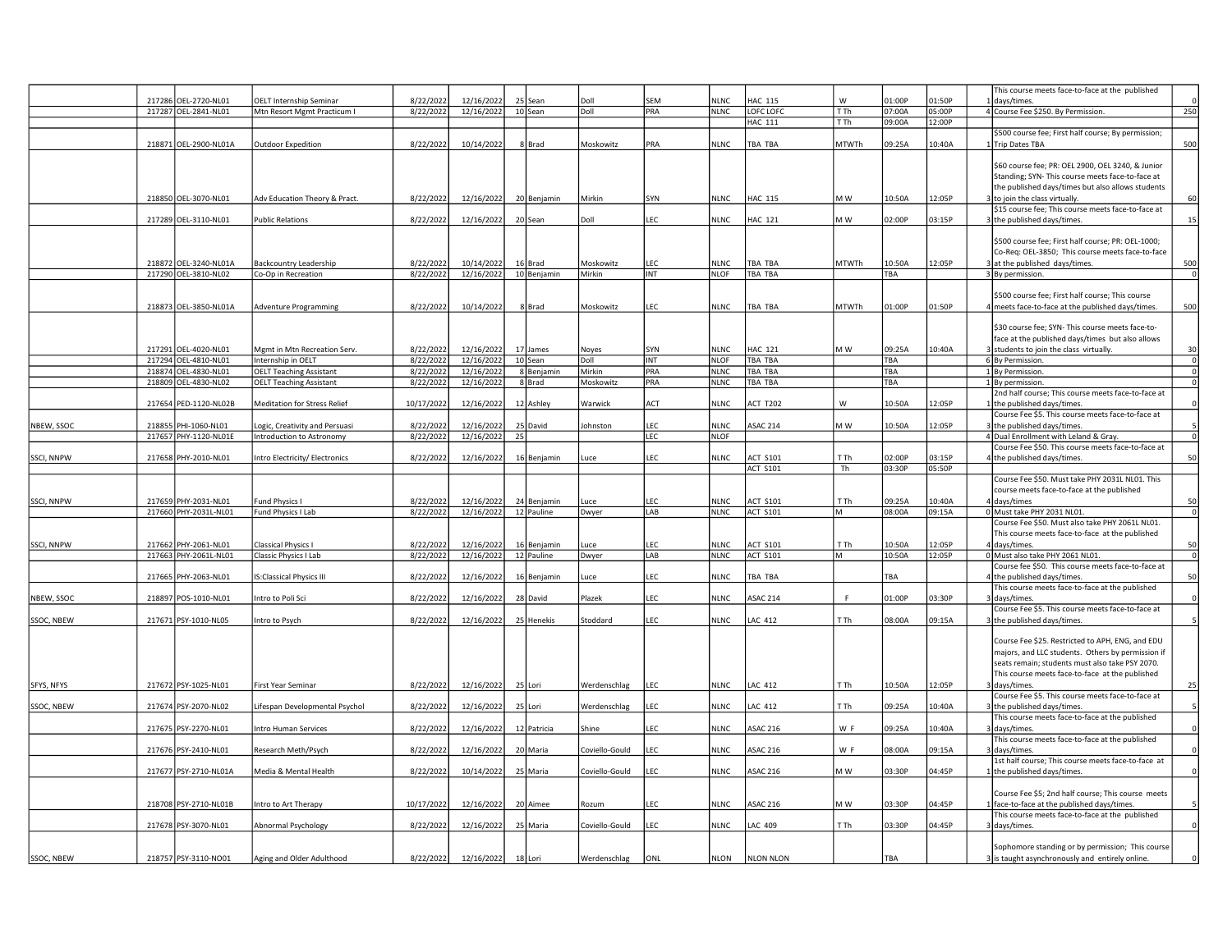|  |  |  |  |  |  |  |  |  |  |  |  |  |  |  |  |  |  |
|---|---|---|---|---|---|---|---|---|---|---|---|---|---|---|---|---|---|
|  | 217286 | OEL-2720-NL01 | OELT Internship Seminar | 8/22/2022 | 12/16/2022 | 25 | Sean | Doll | SEM | NLNC | HAC 115 | W | 01:00P | 01:50P | 1 | This course meets face-to-face at the published days/times. | 0 |
|  | 217287 | OEL-2841-NL01 | Mtn Resort Mgmt Practicum I | 8/22/2022 | 12/16/2022 | 10 | Sean | Doll | PRA | NLNC | LOFC LOFC | T Th | 07:00A | 05:00P | 4 | Course Fee $250. By Permission. | 250 |
|  |  |  |  |  |  |  |  |  |  |  | HAC 111 | T Th | 09:00A | 12:00P |  |  |  |
|  | 218871 | OEL-2900-NL01A | Outdoor Expedition | 8/22/2022 | 10/14/2022 | 8 | Brad | Moskowitz | PRA | NLNC | TBA TBA | MTWTh | 09:25A | 10:40A | 1 | $500 course fee; First half course; By permission; Trip Dates TBA | 500 |
|  | 218850 | OEL-3070-NL01 | Adv Education Theory & Pract. | 8/22/2022 | 12/16/2022 | 20 | Benjamin | Mirkin | SYN | NLNC | HAC 115 | M W | 10:50A | 12:05P | 3 | $60 course fee; PR: OEL 2900, OEL 3240, & Junior Standing; SYN- This course meets face-to-face at the published days/times but also allows students to join the class virtually. | 60 |
|  | 217289 | OEL-3110-NL01 | Public Relations | 8/22/2022 | 12/16/2022 | 20 | Sean | Doll | LEC | NLNC | HAC 121 | M W | 02:00P | 03:15P | 3 | $15 course fee; This course meets face-to-face at the published days/times. | 15 |
|  | 218872 | OEL-3240-NL01A | Backcountry Leadership | 8/22/2022 | 10/14/2022 | 16 | Brad | Moskowitz | LEC | NLNC | TBA TBA | MTWTh | 10:50A | 12:05P | 3 | $500 course fee; First half course; PR: OEL-1000; Co-Req: OEL-3850; This course meets face-to-face at the published days/times. | 500 |
|  | 217290 | OEL-3810-NL02 | Co-Op in Recreation | 8/22/2022 | 12/16/2022 | 10 | Benjamin | Mirkin | INT | NLOF | TBA TBA |  | TBA |  | 3 | By permission. | 0 |
|  | 218873 | OEL-3850-NL01A | Adventure Programming | 8/22/2022 | 10/14/2022 | 8 | Brad | Moskowitz | LEC | NLNC | TBA TBA | MTWTh | 01:00P | 01:50P | 4 | $500 course fee; First half course; This course meets face-to-face at the published days/times. | 500 |
|  | 217291 | OEL-4020-NL01 | Mgmt in Mtn Recreation Serv. | 8/22/2022 | 12/16/2022 | 17 | James | Noyes | SYN | NLNC | HAC 121 | M W | 09:25A | 10:40A | 3 | $30 course fee; SYN- This course meets face-to-face at the published days/times but also allows students to join the class virtually. | 30 |
|  | 217294 | OEL-4810-NL01 | Internship in OELT | 8/22/2022 | 12/16/2022 | 10 | Sean | Doll | INT | NLOF | TBA TBA |  | TBA |  | 6 | By Permission. | 0 |
|  | 218874 | OEL-4830-NL01 | OELT Teaching Assistant | 8/22/2022 | 12/16/2022 | 8 | Benjamin | Mirkin | PRA | NLNC | TBA TBA |  | TBA |  | 1 | By Permission. | 0 |
|  | 218809 | OEL-4830-NL02 | OELT Teaching Assistant | 8/22/2022 | 12/16/2022 | 8 | Brad | Moskowitz | PRA | NLNC | TBA TBA |  | TBA |  | 1 | By permission. | 0 |
|  | 217654 | PED-1120-NL02B | Meditation for Stress Relief | 10/17/2022 | 12/16/2022 | 12 | Ashley | Warwick | ACT | NLNC | ACT T202 | W | 10:50A | 12:05P | 1 | 2nd half course; This course meets face-to-face at the published days/times. | 0 |
| NBEW, SSOC | 218855 | PHI-1060-NL01 | Logic, Creativity and Persuasi | 8/22/2022 | 12/16/2022 | 25 | David | Johnston | LEC | NLNC | ASAC 214 | M W | 10:50A | 12:05P | 3 | Course Fee $5. This course meets face-to-face at the published days/times. | 5 |
|  | 217657 | PHY-1120-NL01E | Introduction to Astronomy | 8/22/2022 | 12/16/2022 | 25 |  |  | LEC | NLOF |  |  |  |  | 4 | Dual Enrollment with Leland & Gray. | 0 |
| SSCI, NNPW | 217658 | PHY-2010-NL01 | Intro Electricity/ Electronics | 8/22/2022 | 12/16/2022 | 16 | Benjamin | Luce | LEC | NLNC | ACT S101 | T Th | 02:00P | 03:15P | 4 | Course Fee $50. This course meets face-to-face at the published days/times. | 50 |
|  |  |  |  |  |  |  |  |  |  |  | ACT S101 | Th | 03:30P | 05:50P |  |  |  |
| SSCI, NNPW | 217659 | PHY-2031-NL01 | Fund Physics I | 8/22/2022 | 12/16/2022 | 24 | Benjamin | Luce | LEC | NLNC | ACT S101 | T Th | 09:25A | 10:40A | 4 | Course Fee $50. Must take PHY 2031L NL01. This course meets face-to-face at the published days/times | 50 |
|  | 217660 | PHY-2031L-NL01 | Fund Physics I Lab | 8/22/2022 | 12/16/2022 | 12 | Pauline | Dwyer | LAB | NLNC | ACT S101 | M | 08:00A | 09:15A | 0 | Must take PHY 2031 NL01. | 0 |
| SSCI, NNPW | 217662 | PHY-2061-NL01 | Classical Physics I | 8/22/2022 | 12/16/2022 | 16 | Benjamin | Luce | LEC | NLNC | ACT S101 | T Th | 10:50A | 12:05P | 4 | Course Fee $50. Must also take PHY 2061L NL01. This course meets face-to-face at the published days/times. | 50 |
|  | 217663 | PHY-2061L-NL01 | Classic Physics I Lab | 8/22/2022 | 12/16/2022 | 12 | Pauline | Dwyer | LAB | NLNC | ACT S101 | M | 10:50A | 12:05P | 0 | Must also take PHY 2061 NL01. | 0 |
|  | 217665 | PHY-2063-NL01 | IS:Classical Physics III | 8/22/2022 | 12/16/2022 | 16 | Benjamin | Luce | LEC | NLNC | TBA TBA |  | TBA |  | 4 | Course fee $50. This course meets face-to-face at the published days/times. | 50 |
| NBEW, SSOC | 218897 | POS-1010-NL01 | Intro to Poli Sci | 8/22/2022 | 12/16/2022 | 28 | David | Plazek | LEC | NLNC | ASAC 214 | F | 01:00P | 03:30P | 3 | This course meets face-to-face at the published days/times. | 0 |
| SSOC, NBEW | 217671 | PSY-1010-NL05 | Intro to Psych | 8/22/2022 | 12/16/2022 | 25 | Henekis | Stoddard | LEC | NLNC | LAC 412 | T Th | 08:00A | 09:15A | 3 | Course Fee $5. This course meets face-to-face at the published days/times. | 5 |
| SFYS, NFYS | 217672 | PSY-1025-NL01 | First Year Seminar | 8/22/2022 | 12/16/2022 | 25 | Lori | Werdenschlag | LEC | NLNC | LAC 412 | T Th | 10:50A | 12:05P | 3 | Course Fee $25. Restricted to APH, ENG, and EDU majors, and LLC students. Others by permission if seats remain; students must also take PSY 2070. This course meets face-to-face at the published days/times. | 25 |
| SSOC, NBEW | 217674 | PSY-2070-NL02 | Lifespan Developmental Psychol | 8/22/2022 | 12/16/2022 | 25 | Lori | Werdenschlag | LEC | NLNC | LAC 412 | T Th | 09:25A | 10:40A | 3 | Course Fee $5. This course meets face-to-face at the published days/times. | 5 |
|  | 217675 | PSY-2270-NL01 | Intro Human Services | 8/22/2022 | 12/16/2022 | 12 | Patricia | Shine | LEC | NLNC | ASAC 216 | W F | 09:25A | 10:40A | 3 | This course meets face-to-face at the published days/times. | 0 |
|  | 217676 | PSY-2410-NL01 | Research Meth/Psych | 8/22/2022 | 12/16/2022 | 20 | Maria | Coviello-Gould | LEC | NLNC | ASAC 216 | W F | 08:00A | 09:15A | 3 | This course meets face-to-face at the published days/times. | 0 |
|  | 217677 | PSY-2710-NL01A | Media & Mental Health | 8/22/2022 | 10/14/2022 | 25 | Maria | Coviello-Gould | LEC | NLNC | ASAC 216 | M W | 03:30P | 04:45P | 1 | 1st half course; This course meets face-to-face at the published days/times. | 0 |
|  | 218708 | PSY-2710-NL01B | Intro to Art Therapy | 10/17/2022 | 12/16/2022 | 20 | Aimee | Rozum | LEC | NLNC | ASAC 216 | M W | 03:30P | 04:45P | 1 | Course Fee $5; 2nd half course; This course meets face-to-face at the published days/times. | 5 |
|  | 217678 | PSY-3070-NL01 | Abnormal Psychology | 8/22/2022 | 12/16/2022 | 25 | Maria | Coviello-Gould | LEC | NLNC | LAC 409 | T Th | 03:30P | 04:45P | 3 | This course meets face-to-face at the published days/times. | 0 |
| SSOC, NBEW | 218757 | PSY-3110-NO01 | Aging and Older Adulthood | 8/22/2022 | 12/16/2022 | 18 | Lori | Werdenschlag | ONL | NLON | NLON NLON |  | TBA |  | 3 | Sophomore standing or by permission; This course is taught asynchronously and entirely online. | 0 |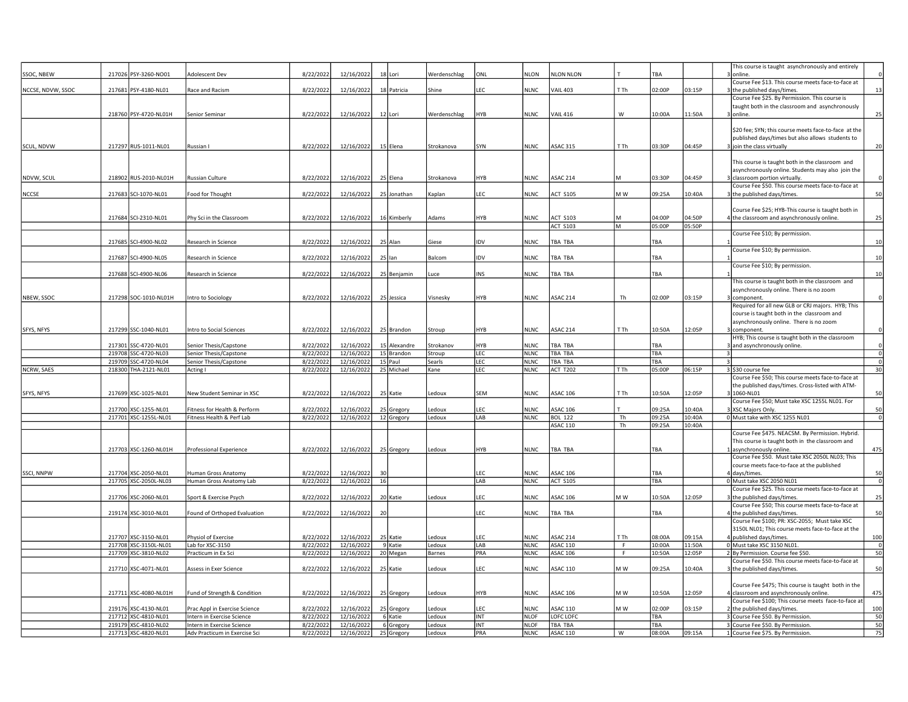| | | | | | | | | | | | | | | | | | |
|---|---|---|---|---|---|---|---|---|---|---|---|---|---|---|---|---|---|
| SSOC, NBEW | 217026 | PSY-3260-NO01 | Adolescent Dev | 8/22/2022 | 12/16/2022 | 18 | Lori | Werdenschlag | ONL | NLON | NLON NLON | T | TBA | | 3 | This course is taught asynchronously and entirely online. | 0 |
| NCCSE, NDVW, SSOC | 217681 | PSY-4180-NL01 | Race and Racism | 8/22/2022 | 12/16/2022 | 18 | Patricia | Shine | LEC | NLNC | VAIL 403 | T Th | 02:00P | 03:15P | 3 | Course Fee $13. This course meets face-to-face at the published days/times. | 13 |
| | 218760 | PSY-4720-NL01H | Senior Seminar | 8/22/2022 | 12/16/2022 | 12 | Lori | Werdenschlag | HYB | NLNC | VAIL 416 | W | 10:00A | 11:50A | 3 | Course Fee $25. By Permission. This course is taught both in the classroom and asynchronously online. | 25 |
| SCUL, NDVW | 217297 | RUS-1011-NL01 | Russian I | 8/22/2022 | 12/16/2022 | 15 | Elena | Strokanova | SYN | NLNC | ASAC 315 | T Th | 03:30P | 04:45P | 3 | $20 fee; SYN; this course meets face-to-face at the published days/times but also allows students to join the class virtually | 20 |
| NDVW, SCUL | 218902 | RUS-2010-NL01H | Russian Culture | 8/22/2022 | 12/16/2022 | 25 | Elena | Strokanova | HYB | NLNC | ASAC 214 | M | 03:30P | 04:45P | 3 | This course is taught both in the classroom and asynchronously online. Students may also join the classroom portion virtually. | 0 |
| NCCSE | 217683 | SCI-1070-NL01 | Food for Thought | 8/22/2022 | 12/16/2022 | 25 | Jonathan | Kaplan | LEC | NLNC | ACT S105 | M W | 09:25A | 10:40A | 3 | Course Fee $50. This course meets face-to-face at the published days/times. | 50 |
| | 217684 | SCI-2310-NL01 | Phy Sci in the Classroom | 8/22/2022 | 12/16/2022 | 16 | Kimberly | Adams | HYB | NLNC | ACT S103 | M | 04:00P | 04:50P | 4 | Course Fee $25; HYB-This course is taught both in the classroom and asynchronously online. | 25 |
| | | | | | | | | | | | ACT S103 | M | 05:00P | 05:50P | | | |
| | 217685 | SCI-4900-NL02 | Research in Science | 8/22/2022 | 12/16/2022 | 25 | Alan | Giese | IDV | NLNC | TBA TBA | | TBA | | 1 | Course Fee $10; By permission. | 10 |
| | 217687 | SCI-4900-NL05 | Research in Science | 8/22/2022 | 12/16/2022 | 25 | Ian | Balcom | IDV | NLNC | TBA TBA | | TBA | | 1 | Course Fee $10; By permission. | 10 |
| | 217688 | SCI-4900-NL06 | Research in Science | 8/22/2022 | 12/16/2022 | 25 | Benjamin | Luce | INS | NLNC | TBA TBA | | TBA | | 1 | Course Fee $10; By permission. | 10 |
| NBEW, SSOC | 217298 | SOC-1010-NL01H | Intro to Sociology | 8/22/2022 | 12/16/2022 | 25 | Jessica | Visnesky | HYB | NLNC | ASAC 214 | Th | 02:00P | 03:15P | 3 | This course is taught both in the classroom and asynchronously online. There is no zoom component. | 0 |
| SFYS, NFYS | 217299 | SSC-1040-NL01 | Intro to Social Sciences | 8/22/2022 | 12/16/2022 | 25 | Brandon | Stroup | HYB | NLNC | ASAC 214 | T Th | 10:50A | 12:05P | 3 | Required for all new GLB or CRJ majors. HYB; This course is taught both in the classroom and asynchronously online. There is no zoom component. | 0 |
| | 217301 | SSC-4720-NL01 | Senior Thesis/Capstone | 8/22/2022 | 12/16/2022 | 15 | Alexandre | Strokanov | HYB | NLNC | TBA TBA | | TBA | | 3 | HYB; This course is taught both in the classroom and asynchronously online. | 0 |
| | 219708 | SSC-4720-NL03 | Senior Thesis/Capstone | 8/22/2022 | 12/16/2022 | 15 | Brandon | Stroup | LEC | NLNC | TBA TBA | | TBA | | 3 | | 0 |
| | 219709 | SSC-4720-NL04 | Senior Thesis/Capstone | 8/22/2022 | 12/16/2022 | 15 | Paul | Searls | LEC | NLNC | TBA TBA | | TBA | | 3 | | 0 |
| NCRW, SAES | 218300 | THA-2121-NL01 | Acting I | 8/22/2022 | 12/16/2022 | 25 | Michael | Kane | LEC | NLNC | ACT T202 | T Th | 05:00P | 06:15P | 3 | $30 course fee | 30 |
| SFYS, NFYS | 217699 | XSC-1025-NL01 | New Student Seminar in XSC | 8/22/2022 | 12/16/2022 | 25 | Katie | Ledoux | SEM | NLNC | ASAC 106 | T Th | 10:50A | 12:05P | 3 | Course Fee $50; This course meets face-to-face at the published days/times. Cross-listed with ATM-1060-NL01 | 50 |
| | 217700 | XSC-1255-NL01 | Fitness for Health & Perform | 8/22/2022 | 12/16/2022 | 25 | Gregory | Ledoux | LEC | NLNC | ASAC 106 | T | 09:25A | 10:40A | 3 | Course Fee $50; Must take XSC 1255L NL01. For XSC Majors Only. | 50 |
| | 217701 | XSC-1255L-NL01 | Fitness Health & Perf Lab | 8/22/2022 | 12/16/2022 | 12 | Gregory | Ledoux | LAB | NLNC | BOL 122 | Th | 09:25A | 10:40A | 0 | Must take with XSC 1255 NL01 | 0 |
| | | | | | | | | | | | ASAC 110 | Th | 09:25A | 10:40A | | | |
| | 217703 | XSC-1260-NL01H | Professional Experience | 8/22/2022 | 12/16/2022 | 25 | Gregory | Ledoux | HYB | NLNC | TBA TBA | | TBA | | 1 | Course Fee $475. NEACSM. By Permission. Hybrid. This course is taught both in the classroom and asynchronously online. | 475 |
| SSCI, NNPW | 217704 | XSC-2050-NL01 | Human Gross Anatomy | 8/22/2022 | 12/16/2022 | 30 | | | LEC | NLNC | ASAC 106 | | TBA | | 4 | Course Fee $50. Must take XSC 2050L NL03; This course meets face-to-face at the published days/times. | 50 |
| | 217705 | XSC-2050L-NL03 | Human Gross Anatomy Lab | 8/22/2022 | 12/16/2022 | 16 | | | LAB | NLNC | ACT S105 | | TBA | | 0 | Must take XSC 2050 NL01 | 0 |
| | 217706 | XSC-2060-NL01 | Sport & Exercise Psych | 8/22/2022 | 12/16/2022 | 20 | Katie | Ledoux | LEC | NLNC | ASAC 106 | M W | 10:50A | 12:05P | 3 | Course Fee $25. This course meets face-to-face at the published days/times. | 25 |
| | 219174 | XSC-3010-NL01 | Found of Orthoped Evaluation | 8/22/2022 | 12/16/2022 | 20 | | | LEC | NLNC | TBA TBA | | TBA | | 4 | Course Fee $50; This course meets face-to-face at the published days/times. | 50 |
| | 217707 | XSC-3150-NL01 | Physiol of Exercise | 8/22/2022 | 12/16/2022 | 25 | Katie | Ledoux | LEC | NLNC | ASAC 214 | T Th | 08:00A | 09:15A | 4 | Course Fee $100; PR: XSC-2055; Must take XSC 3150L NL01; This course meets face-to-face at the published days/times. | 100 |
| | 217708 | XSC-3150L-NL01 | Lab for XSC-3150 | 8/22/2022 | 12/16/2022 | 9 | Katie | Ledoux | LAB | NLNC | ASAC 110 | F | 10:00A | 11:50A | 0 | Must take XSC 3150 NL01. | 0 |
| | 217709 | XSC-3810-NL02 | Practicum in Ex Sci | 8/22/2022 | 12/16/2022 | 20 | Megan | Barnes | PRA | NLNC | ASAC 106 | F | 10:50A | 12:05P | 2 | By Permission. Course fee $50. | 50 |
| | 217710 | XSC-4071-NL01 | Assess in Exer Science | 8/22/2022 | 12/16/2022 | 25 | Katie | Ledoux | LEC | NLNC | ASAC 110 | M W | 09:25A | 10:40A | 3 | Course Fee $50. This course meets face-to-face at the published days/times. | 50 |
| | 217711 | XSC-4080-NL01H | Fund of Strength & Condition | 8/22/2022 | 12/16/2022 | 25 | Gregory | Ledoux | HYB | NLNC | ASAC 106 | M W | 10:50A | 12:05P | 4 | Course Fee $475; This course is taught both in the classroom and asynchronously online. | 475 |
| | 219176 | XSC-4130-NL01 | Prac Appl in Exercise Science | 8/22/2022 | 12/16/2022 | 25 | Gregory | Ledoux | LEC | NLNC | ASAC 110 | M W | 02:00P | 03:15P | 2 | Course Fee $100; This course meets face-to-face at the published days/times. | 100 |
| | 217712 | XSC-4810-NL01 | Intern in Exercise Science | 8/22/2022 | 12/16/2022 | 6 | Katie | Ledoux | INT | NLOF | LOFC LOFC | | TBA | | 3 | Course Fee $50. By Permission. | 50 |
| | 219179 | XSC-4810-NL02 | Intern in Exercise Science | 8/22/2022 | 12/16/2022 | 6 | Gregory | Ledoux | INT | NLOF | TBA TBA | | TBA | | 3 | Course Fee $50. By Permission. | 50 |
| | 217713 | XSC-4820-NL01 | Adv Practicum in Exercise Sci | 8/22/2022 | 12/16/2022 | 25 | Gregory | Ledoux | PRA | NLNC | ASAC 110 | W | 08:00A | 09:15A | 1 | Course Fee $75. By Permission. | 75 |